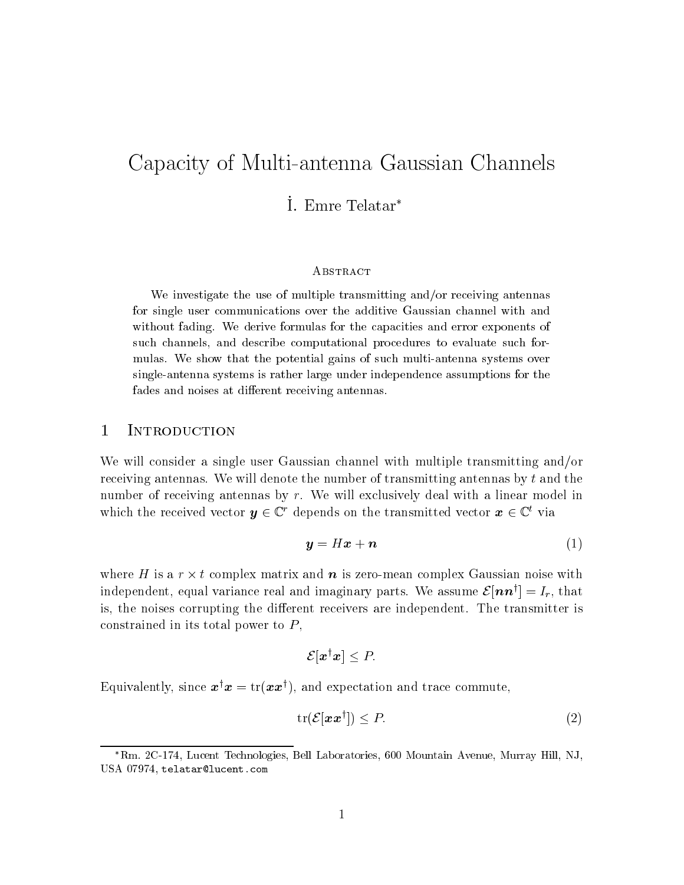# Capacity of Multi-antenna Gaussian Channels

İ. Emre Telatar*

### Abstract

We investigate the use of multiple transmitting and/or receiving antennas for single user communications over the additive Gaussian channel with and without fading. We derive formulas for the capacities and error exponents of such channels, and describe computational procedures to evaluate such formulas. We show that the potential gains of such multi-antenna systems over single-antenna systems is rather large under independence assumptions for the fades and noises at different receiving antennas.

## 1 Introduction

We will consider a single user Gaussian channel with multiple transmitting and/or receiving antennas. We will denote the number of transmitting antennas by $t$ and the number of receiving antennas by $r$. We will exclusively deal with a linear model in which the received vector $\boldsymbol{y} \in \mathbb{C}^r$ depends on the transmitted vector $\boldsymbol{x} \in \mathbb{C}^t$ via

$$\boldsymbol{y} = H\boldsymbol{x} + \boldsymbol{n} \tag{1}$$

where $H$ is a $r \times t$ complex matrix and $\boldsymbol{n}$ is zero-mean complex Gaussian noise with independent, equal variance real and imaginary parts. We assume $\mathcal{E}[\boldsymbol{n}\boldsymbol{n}^\dagger] = I_r$, that is, the noises corrupting the different receivers are independent. The transmitter is constrained in its total power to $P$,

$$\mathcal{E}[\boldsymbol{x}^\dagger \boldsymbol{x}] \le P.$$

Equivalently, since $\boldsymbol{x}^\dagger \boldsymbol{x} = \operatorname{tr}(\boldsymbol{x}\boldsymbol{x}^\dagger)$, and expectation and trace commute,

$$\operatorname{tr}(\mathcal{E}[\boldsymbol{x}\boldsymbol{x}^\dagger]) \le P. \tag{2}$$

*Rm. 2C-174, Lucent Technologies, Bell Laboratories, 600 Mountain Avenue, Murray Hill, NJ, USA 07974, `telatar@lucent.com`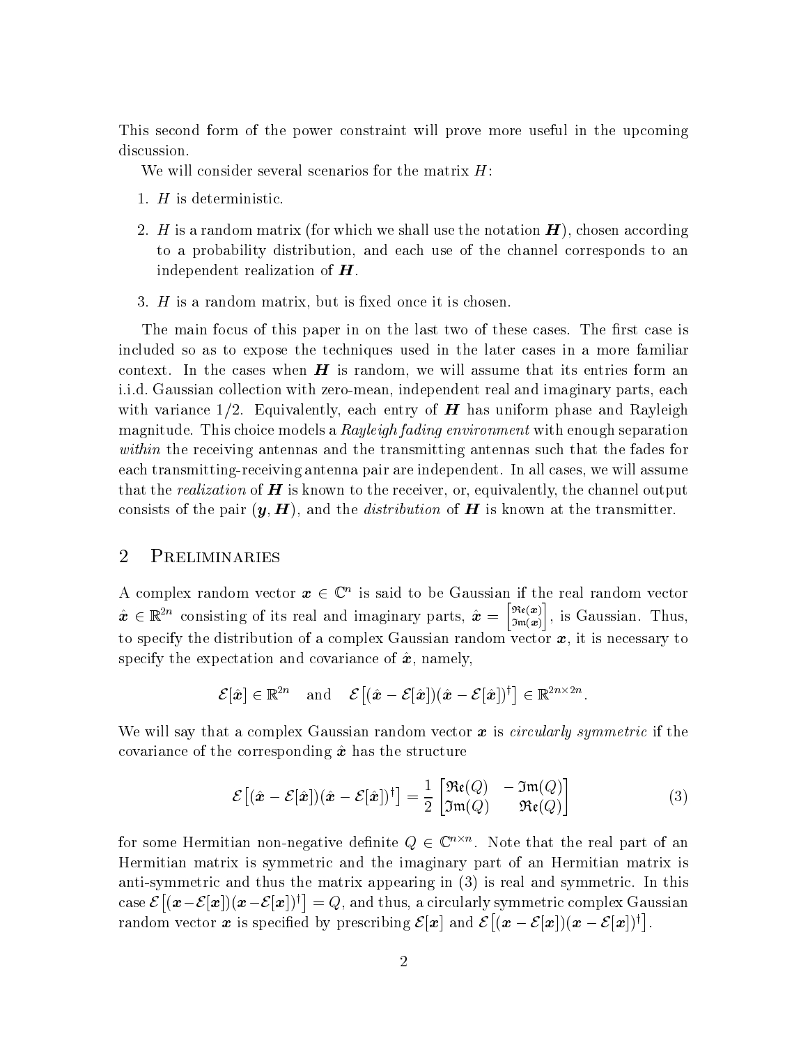This second form of the power constraint will prove more useful in the upcoming discussion.

We will consider several scenarios for the matrix $H$:

1. $H$ is deterministic.
2. $H$ is a random matrix (for which we shall use the notation $\boldsymbol{H}$), chosen according to a probability distribution, and each use of the channel corresponds to an independent realization of $\boldsymbol{H}$.
3. $H$ is a random matrix, but is fixed once it is chosen.

The main focus of this paper in on the last two of these cases. The first case is included so as to expose the techniques used in the later cases in a more familiar context. In the cases when $\boldsymbol{H}$ is random, we will assume that its entries form an i.i.d. Gaussian collection with zero-mean, independent real and imaginary parts, each with variance $1/2$. Equivalently, each entry of $\boldsymbol{H}$ has uniform phase and Rayleigh magnitude. This choice models a *Rayleigh fading environment* with enough separation *within* the receiving antennas and the transmitting antennas such that the fades for each transmitting-receiving antenna pair are independent. In all cases, we will assume that the *realization* of $\boldsymbol{H}$ is known to the receiver, or, equivalently, the channel output consists of the pair $(\boldsymbol{y}, \boldsymbol{H})$, and the *distribution* of $\boldsymbol{H}$ is known at the transmitter.

## 2 Preliminaries

A complex random vector $\boldsymbol{x} \in \mathbb{C}^n$ is said to be Gaussian if the real random vector $\hat{\boldsymbol{x}} \in \mathbb{R}^{2n}$ consisting of its real and imaginary parts, $\hat{\boldsymbol{x}} = \begin{bmatrix} \mathfrak{Re}(\boldsymbol{x}) \\ \mathfrak{Im}(\boldsymbol{x}) \end{bmatrix}$, is Gaussian. Thus, to specify the distribution of a complex Gaussian random vector $\boldsymbol{x}$, it is necessary to specify the expectation and covariance of $\hat{\boldsymbol{x}}$, namely,

$$\mathcal{E}[\hat{\boldsymbol{x}}] \in \mathbb{R}^{2n} \quad \text{and} \quad \mathcal{E}\left[(\hat{\boldsymbol{x}} - \mathcal{E}[\hat{\boldsymbol{x}}])(\hat{\boldsymbol{x}} - \mathcal{E}[\hat{\boldsymbol{x}}])^\dagger\right] \in \mathbb{R}^{2n \times 2n}.$$

We will say that a complex Gaussian random vector $\boldsymbol{x}$ is *circularly symmetric* if the covariance of the corresponding $\hat{\boldsymbol{x}}$ has the structure

$$\mathcal{E}\left[(\hat{\boldsymbol{x}} - \mathcal{E}[\hat{\boldsymbol{x}}])(\hat{\boldsymbol{x}} - \mathcal{E}[\hat{\boldsymbol{x}}])^\dagger\right] = \frac{1}{2} \begin{bmatrix} \mathfrak{Re}(Q) & -\mathfrak{Im}(Q) \\ \mathfrak{Im}(Q) & \mathfrak{Re}(Q) \end{bmatrix} \tag{3}$$

for some Hermitian non-negative definite $Q \in \mathbb{C}^{n \times n}$. Note that the real part of an Hermitian matrix is symmetric and the imaginary part of an Hermitian matrix is anti-symmetric and thus the matrix appearing in (3) is real and symmetric. In this case $\mathcal{E}\left[(\boldsymbol{x} - \mathcal{E}[\boldsymbol{x}])(\boldsymbol{x} - \mathcal{E}[\boldsymbol{x}])^\dagger\right] = Q$, and thus, a circularly symmetric complex Gaussian random vector $\boldsymbol{x}$ is specified by prescribing $\mathcal{E}[\boldsymbol{x}]$ and $\mathcal{E}\left[(\boldsymbol{x} - \mathcal{E}[\boldsymbol{x}])(\boldsymbol{x} - \mathcal{E}[\boldsymbol{x}])^\dagger\right]$.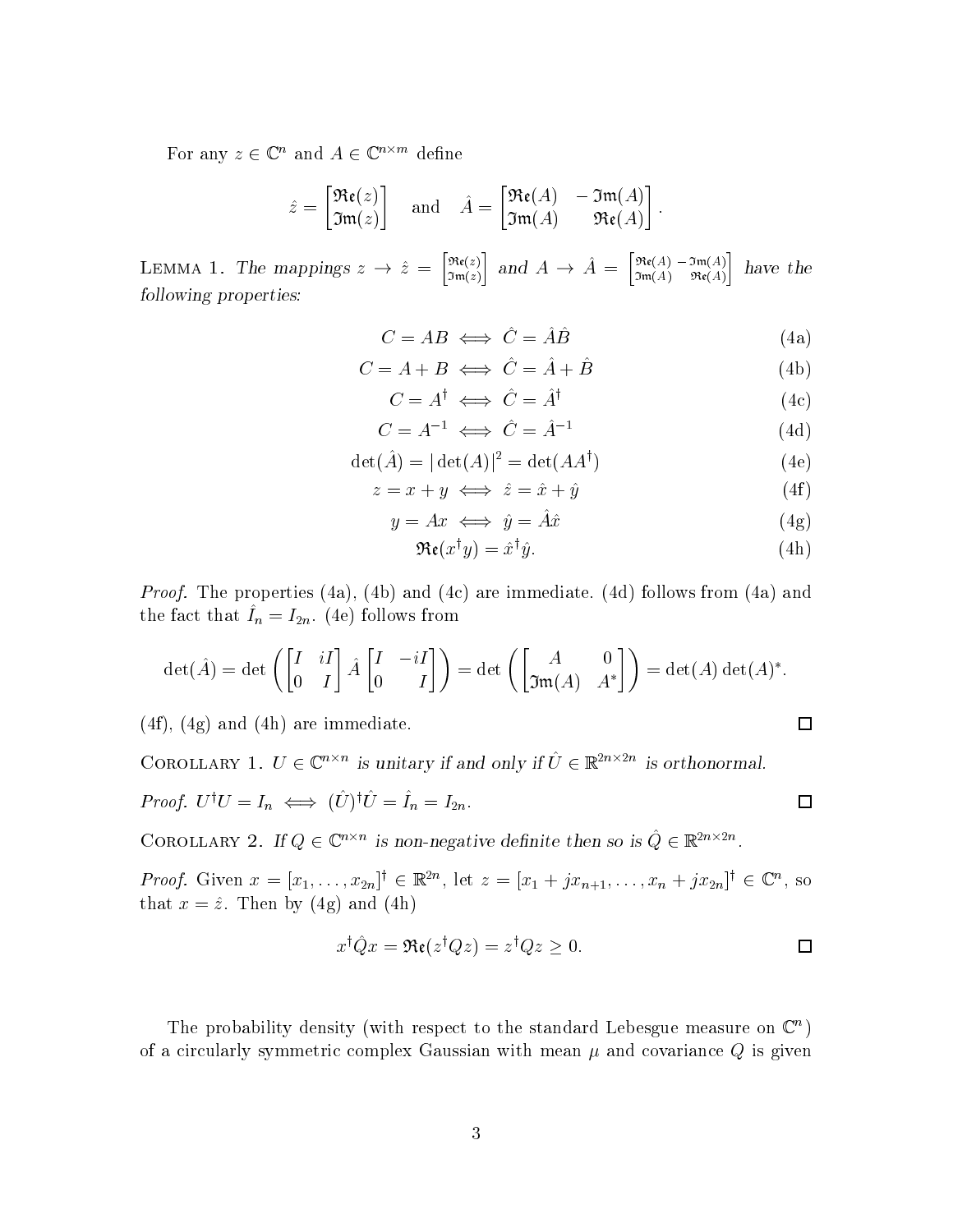For any $z \in \mathbb{C}^n$ and $A \in \mathbb{C}^{n\times m}$ define

$$\hat{z} = \begin{bmatrix} \mathfrak{Re}(z) \\ \mathfrak{Im}(z) \end{bmatrix} \quad \text{and} \quad \hat{A} = \begin{bmatrix} \mathfrak{Re}(A) & -\mathfrak{Im}(A) \\ \mathfrak{Im}(A) & \mathfrak{Re}(A) \end{bmatrix}.$$

LEMMA 1. *The mappings* $z \to \hat{z} = \begin{bmatrix} \mathfrak{Re}(z) \\ \mathfrak{Im}(z) \end{bmatrix}$ *and* $A \to \hat{A} = \begin{bmatrix} \mathfrak{Re}(A) & -\mathfrak{Im}(A) \\ \mathfrak{Im}(A) & \mathfrak{Re}(A) \end{bmatrix}$ *have the following properties:*

$$C = AB \iff \hat{C} = \hat{A}\hat{B} \tag{4a}$$

$$C = A + B \iff \hat{C} = \hat{A} + \hat{B} \tag{4b}$$

$$C = A^\dagger \iff \hat{C} = \hat{A}^\dagger \tag{4c}$$

$$C = A^{-1} \iff \hat{C} = \hat{A}^{-1} \tag{4d}$$

$$\det(\hat{A}) = |\det(A)|^2 = \det(AA^\dagger) \tag{4e}$$

$$z = x + y \iff \hat{z} = \hat{x} + \hat{y} \tag{4f}$$

$$y = Ax \iff \hat{y} = \hat{A}\hat{x} \tag{4g}$$

$$\mathfrak{Re}(x^\dagger y) = \hat{x}^\dagger \hat{y}. \tag{4h}$$

*Proof.* The properties (4a), (4b) and (4c) are immediate. (4d) follows from (4a) and the fact that $\hat{I}_n = I_{2n}$. (4e) follows from

$$\det(\hat{A}) = \det\left( \begin{bmatrix} I & iI \\ 0 & I \end{bmatrix} \hat{A} \begin{bmatrix} I & -iI \\ 0 & I \end{bmatrix} \right) = \det\left( \begin{bmatrix} A & 0 \\ \mathfrak{Im}(A) & A^* \end{bmatrix} \right) = \det(A)\det(A)^*.$$

(4f), (4g) and (4h) are immediate. $\square$

COROLLARY 1. *$U \in \mathbb{C}^{n\times n}$ is unitary if and only if $\hat{U} \in \mathbb{R}^{2n\times 2n}$ is orthonormal.*

*Proof.* $U^\dagger U = I_n \iff (\hat{U})^\dagger \hat{U} = \hat{I}_n = I_{2n}$. $\square$

COROLLARY 2. *If $Q \in \mathbb{C}^{n\times n}$ is non-negative definite then so is $\hat{Q} \in \mathbb{R}^{2n\times 2n}$.*

*Proof.* Given $x = [x_1, \ldots, x_{2n}]^\dagger \in \mathbb{R}^{2n}$, let $z = [x_1 + jx_{n+1}, \ldots, x_n + jx_{2n}]^\dagger \in \mathbb{C}^n$, so that $x = \hat{z}$. Then by (4g) and (4h)

$$x^\dagger \hat{Q} x = \mathfrak{Re}(z^\dagger Q z) = z^\dagger Q z \geq 0. \qquad \square$$

The probability density (with respect to the standard Lebesgue measure on $\mathbb{C}^n$) of a circularly symmetric complex Gaussian with mean $\mu$ and covariance $Q$ is given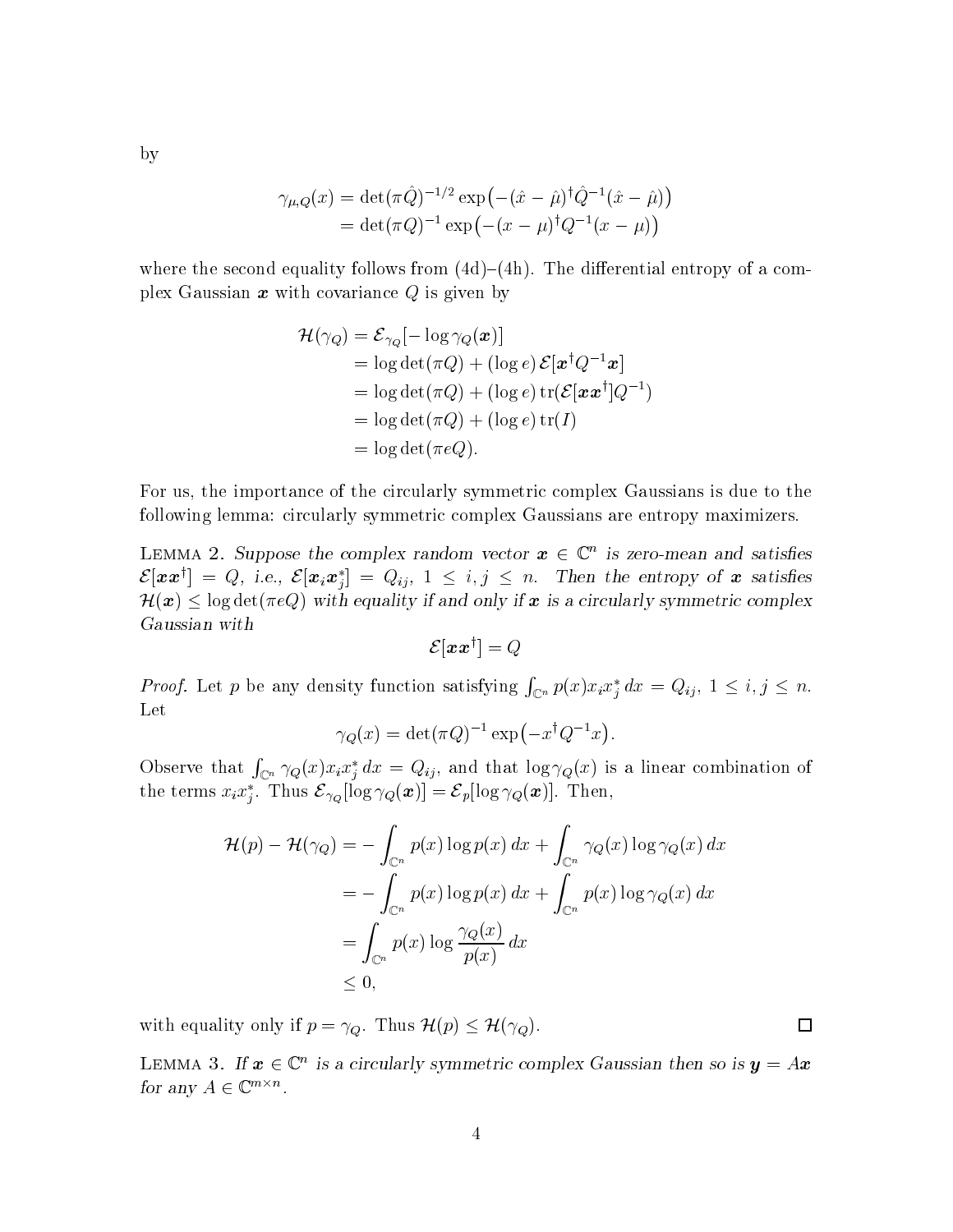by

$$
\begin{aligned}
\gamma_{\mu,Q}(x) &= \det(\pi\hat{Q})^{-1/2} \exp\bigl(-(\hat{x}-\hat{\mu})^\dagger \hat{Q}^{-1}(\hat{x}-\hat{\mu})\bigr) \\
&= \det(\pi Q)^{-1} \exp\bigl(-(x-\mu)^\dagger Q^{-1}(x-\mu)\bigr)
\end{aligned}
$$

where the second equality follows from (4d)–(4h). The differential entropy of a complex Gaussian $\boldsymbol{x}$ with covariance $Q$ is given by

$$
\begin{aligned}
\mathcal{H}(\gamma_Q) &= \mathcal{E}_{\gamma_Q}[-\log \gamma_Q(\boldsymbol{x})] \\
&= \log\det(\pi Q) + (\log e)\,\mathcal{E}[\boldsymbol{x}^\dagger Q^{-1}\boldsymbol{x}] \\
&= \log\det(\pi Q) + (\log e)\,\mathrm{tr}(\mathcal{E}[\boldsymbol{x}\boldsymbol{x}^\dagger]Q^{-1}) \\
&= \log\det(\pi Q) + (\log e)\,\mathrm{tr}(I) \\
&= \log\det(\pi e Q).
\end{aligned}
$$

For us, the importance of the circularly symmetric complex Gaussians is due to the following lemma: circularly symmetric complex Gaussians are entropy maximizers.

Lemma 2. *Suppose the complex random vector $\boldsymbol{x} \in \mathbb{C}^n$ is zero-mean and satisfies $\mathcal{E}[\boldsymbol{x}\boldsymbol{x}^\dagger] = Q$, i.e., $\mathcal{E}[\boldsymbol{x}_i\boldsymbol{x}_j^*] = Q_{ij}$, $1 \le i,j \le n$. Then the entropy of $\boldsymbol{x}$ satisfies $\mathcal{H}(\boldsymbol{x}) \le \log\det(\pi e Q)$ with equality if and only if $\boldsymbol{x}$ is a circularly symmetric complex Gaussian with*

$$
\mathcal{E}[\boldsymbol{x}\boldsymbol{x}^\dagger] = Q
$$

*Proof.* Let $p$ be any density function satisfying $\int_{\mathbb{C}^n} p(x) x_i x_j^*\, dx = Q_{ij}$, $1 \le i,j \le n$. Let

$$
\gamma_Q(x) = \det(\pi Q)^{-1} \exp\bigl(-x^\dagger Q^{-1} x\bigr).
$$

Observe that $\int_{\mathbb{C}^n} \gamma_Q(x) x_i x_j^*\, dx = Q_{ij}$, and that $\log \gamma_Q(x)$ is a linear combination of the terms $x_i x_j^*$. Thus $\mathcal{E}_{\gamma_Q}[\log \gamma_Q(\boldsymbol{x})] = \mathcal{E}_p[\log \gamma_Q(\boldsymbol{x})]$. Then,

$$
\begin{aligned}
\mathcal{H}(p) - \mathcal{H}(\gamma_Q) &= -\int_{\mathbb{C}^n} p(x)\log p(x)\, dx + \int_{\mathbb{C}^n} \gamma_Q(x)\log \gamma_Q(x)\, dx \\
&= -\int_{\mathbb{C}^n} p(x)\log p(x)\, dx + \int_{\mathbb{C}^n} p(x)\log \gamma_Q(x)\, dx \\
&= \int_{\mathbb{C}^n} p(x) \log \frac{\gamma_Q(x)}{p(x)}\, dx \\
&\le 0,
\end{aligned}
$$

with equality only if $p = \gamma_Q$. Thus $\mathcal{H}(p) \le \mathcal{H}(\gamma_Q)$. □

Lemma 3. *If $\boldsymbol{x} \in \mathbb{C}^n$ is a circularly symmetric complex Gaussian then so is $\boldsymbol{y} = A\boldsymbol{x}$ for any $A \in \mathbb{C}^{m\times n}$.*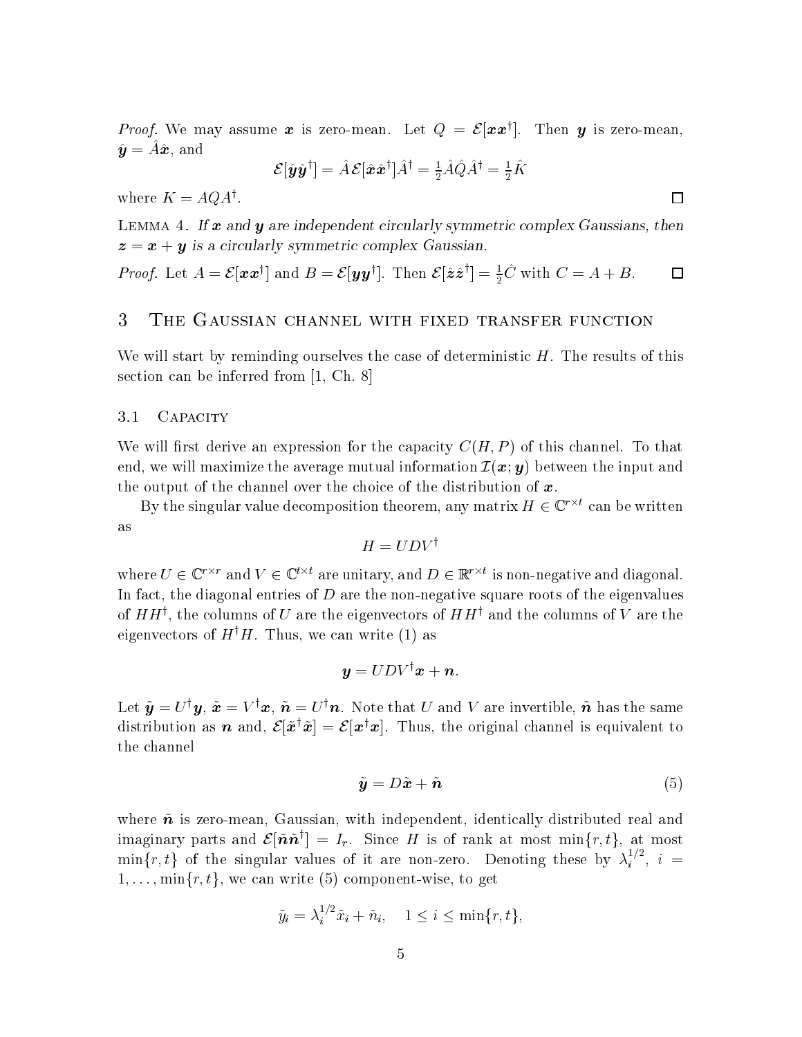*Proof.* We may assume $\boldsymbol{x}$ is zero-mean. Let $Q = \mathcal{E}[\boldsymbol{x}\boldsymbol{x}^\dagger]$. Then $\boldsymbol{y}$ is zero-mean, $\hat{\boldsymbol{y}} = \hat{A}\hat{\boldsymbol{x}}$, and

$$\mathcal{E}[\hat{\boldsymbol{y}}\hat{\boldsymbol{y}}^\dagger] = \hat{A}\mathcal{E}[\hat{\boldsymbol{x}}\hat{\boldsymbol{x}}^\dagger]\hat{A}^\dagger = \tfrac{1}{2}\hat{A}\hat{Q}\hat{A}^\dagger = \tfrac{1}{2}\hat{K}$$

where $K = AQA^\dagger$. □

LEMMA 4. *If $\boldsymbol{x}$ and $\boldsymbol{y}$ are independent circularly symmetric complex Gaussians, then $\boldsymbol{z} = \boldsymbol{x} + \boldsymbol{y}$ is a circularly symmetric complex Gaussian.*

*Proof.* Let $A = \mathcal{E}[\boldsymbol{x}\boldsymbol{x}^\dagger]$ and $B = \mathcal{E}[\boldsymbol{y}\boldsymbol{y}^\dagger]$. Then $\mathcal{E}[\hat{\boldsymbol{z}}\hat{\boldsymbol{z}}^\dagger] = \frac{1}{2}\hat{C}$ with $C = A + B$. □

## 3 The Gaussian channel with fixed transfer function

We will start by reminding ourselves the case of deterministic $H$. The results of this section can be inferred from [1, Ch. 8]

### 3.1 Capacity

We will first derive an expression for the capacity $C(H, P)$ of this channel. To that end, we will maximize the average mutual information $\mathcal{I}(\boldsymbol{x}; \boldsymbol{y})$ between the input and the output of the channel over the choice of the distribution of $\boldsymbol{x}$.

By the singular value decomposition theorem, any matrix $H \in \mathbb{C}^{r \times t}$ can be written as

$$H = UDV^\dagger$$

where $U \in \mathbb{C}^{r \times r}$ and $V \in \mathbb{C}^{t \times t}$ are unitary, and $D \in \mathbb{R}^{r \times t}$ is non-negative and diagonal. In fact, the diagonal entries of $D$ are the non-negative square roots of the eigenvalues of $HH^\dagger$, the columns of $U$ are the eigenvectors of $HH^\dagger$ and the columns of $V$ are the eigenvectors of $H^\dagger H$. Thus, we can write (1) as

$$\boldsymbol{y} = UDV^\dagger \boldsymbol{x} + \boldsymbol{n}.$$

Let $\tilde{\boldsymbol{y}} = U^\dagger \boldsymbol{y}$, $\tilde{\boldsymbol{x}} = V^\dagger \boldsymbol{x}$, $\tilde{\boldsymbol{n}} = U^\dagger \boldsymbol{n}$. Note that $U$ and $V$ are invertible, $\tilde{\boldsymbol{n}}$ has the same distribution as $\boldsymbol{n}$ and, $\mathcal{E}[\tilde{\boldsymbol{x}}^\dagger \tilde{\boldsymbol{x}}] = \mathcal{E}[\boldsymbol{x}^\dagger \boldsymbol{x}]$. Thus, the original channel is equivalent to the channel

$$\tilde{\boldsymbol{y}} = D\tilde{\boldsymbol{x}} + \tilde{\boldsymbol{n}} \tag{5}$$

where $\tilde{\boldsymbol{n}}$ is zero-mean, Gaussian, with independent, identically distributed real and imaginary parts and $\mathcal{E}[\tilde{\boldsymbol{n}}\tilde{\boldsymbol{n}}^\dagger] = I_r$. Since $H$ is of rank at most $\min\{r, t\}$, at most $\min\{r, t\}$ of the singular values of it are non-zero. Denoting these by $\lambda_i^{1/2}$, $i = 1, \ldots, \min\{r, t\}$, we can write (5) component-wise, to get

$$\tilde{y}_i = \lambda_i^{1/2} \tilde{x}_i + \tilde{n}_i, \quad 1 \le i \le \min\{r, t\},$$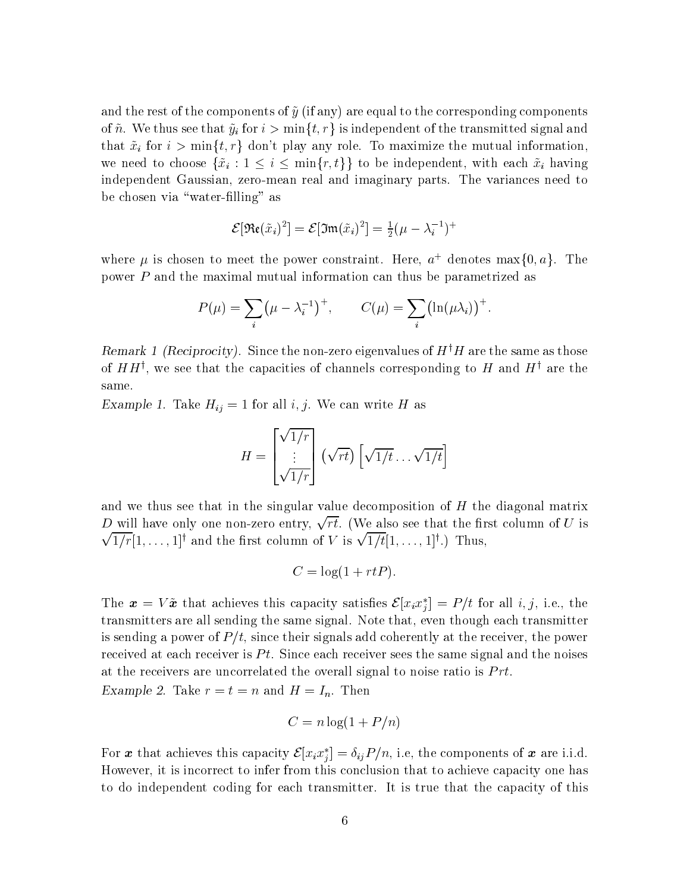and the rest of the components of $\tilde{y}$ (if any) are equal to the corresponding components of $\tilde{n}$. We thus see that $\tilde{y}_i$ for $i > \min\{t, r\}$ is independent of the transmitted signal and that $\tilde{x}_i$ for $i > \min\{t, r\}$ don't play any role. To maximize the mutual information, we need to choose $\{\tilde{x}_i : 1 \le i \le \min\{r, t\}\}$ to be independent, with each $\tilde{x}_i$ having independent Gaussian, zero-mean real and imaginary parts. The variances need to be chosen via "water-filling" as

$$\mathcal{E}[\mathfrak{Re}(\tilde{x}_i)^2] = \mathcal{E}[\mathfrak{Im}(\tilde{x}_i)^2] = \tfrac{1}{2}(\mu - \lambda_i^{-1})^+$$

where $\mu$ is chosen to meet the power constraint. Here, $a^+$ denotes $\max\{0, a\}$. The power $P$ and the maximal mutual information can thus be parametrized as

$$P(\mu) = \sum_i \left(\mu - \lambda_i^{-1}\right)^+, \qquad C(\mu) = \sum_i \left(\ln(\mu\lambda_i)\right)^+.$$

*Remark 1 (Reciprocity).* Since the non-zero eigenvalues of $H^\dagger H$ are the same as those of $HH^\dagger$, we see that the capacities of channels corresponding to $H$ and $H^\dagger$ are the same.

*Example 1.* Take $H_{ij} = 1$ for all $i, j$. We can write $H$ as

$$H = \begin{bmatrix} \sqrt{1/r} \\ \vdots \\ \sqrt{1/r} \end{bmatrix} \left(\sqrt{rt}\right) \left[\sqrt{1/t} \dots \sqrt{1/t}\right]$$

and we thus see that in the singular value decomposition of $H$ the diagonal matrix $D$ will have only one non-zero entry, $\sqrt{rt}$. (We also see that the first column of $U$ is $\sqrt{1/r}[1, \dots, 1]^\dagger$ and the first column of $V$ is $\sqrt{1/t}[1, \dots, 1]^\dagger$.) Thus,

$$C = \log(1 + rtP).$$

The $\boldsymbol{x} = V\tilde{\boldsymbol{x}}$ that achieves this capacity satisfies $\mathcal{E}[x_i x_j^*] = P/t$ for all $i, j$, i.e., the transmitters are all sending the same signal. Note that, even though each transmitter is sending a power of $P/t$, since their signals add coherently at the receiver, the power received at each receiver is $Pt$. Since each receiver sees the same signal and the noises at the receivers are uncorrelated the overall signal to noise ratio is $Prt$.

*Example 2.* Take $r = t = n$ and $H = I_n$. Then

$$C = n\log(1 + P/n)$$

For $\boldsymbol{x}$ that achieves this capacity $\mathcal{E}[x_i x_j^*] = \delta_{ij} P/n$, i.e, the components of $\boldsymbol{x}$ are i.i.d. However, it is incorrect to infer from this conclusion that to achieve capacity one has to do independent coding for each transmitter. It is true that the capacity of this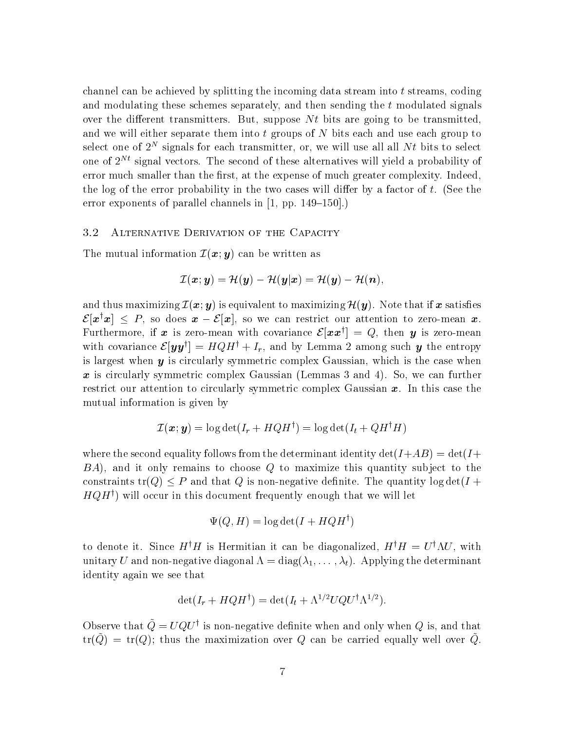channel can be achieved by splitting the incoming data stream into $t$ streams, coding and modulating these schemes separately, and then sending the $t$ modulated signals over the different transmitters. But, suppose $Nt$ bits are going to be transmitted, and we will either separate them into $t$ groups of $N$ bits each and use each group to select one of $2^N$ signals for each transmitter, or, we will use all all $Nt$ bits to select one of $2^{Nt}$ signal vectors. The second of these alternatives will yield a probability of error much smaller than the first, at the expense of much greater complexity. Indeed, the log of the error probability in the two cases will differ by a factor of $t$. (See the error exponents of parallel channels in [1, pp. 149–150].)

### 3.2 Alternative Derivation of the Capacity

The mutual information $\mathcal{I}(\boldsymbol{x};\boldsymbol{y})$ can be written as

$$\mathcal{I}(\boldsymbol{x};\boldsymbol{y}) = \mathcal{H}(\boldsymbol{y}) - \mathcal{H}(\boldsymbol{y}|\boldsymbol{x}) = \mathcal{H}(\boldsymbol{y}) - \mathcal{H}(\boldsymbol{n}),$$

and thus maximizing $\mathcal{I}(\boldsymbol{x};\boldsymbol{y})$ is equivalent to maximizing $\mathcal{H}(\boldsymbol{y})$. Note that if $\boldsymbol{x}$ satisfies $\mathcal{E}[\boldsymbol{x}^\dagger \boldsymbol{x}] \leq P$, so does $\boldsymbol{x} - \mathcal{E}[\boldsymbol{x}]$, so we can restrict our attention to zero-mean $\boldsymbol{x}$. Furthermore, if $\boldsymbol{x}$ is zero-mean with covariance $\mathcal{E}[\boldsymbol{x}\boldsymbol{x}^\dagger] = Q$, then $\boldsymbol{y}$ is zero-mean with covariance $\mathcal{E}[\boldsymbol{y}\boldsymbol{y}^\dagger] = HQH^\dagger + I_r$, and by Lemma 2 among such $\boldsymbol{y}$ the entropy is largest when $\boldsymbol{y}$ is circularly symmetric complex Gaussian, which is the case when $\boldsymbol{x}$ is circularly symmetric complex Gaussian (Lemmas 3 and 4). So, we can further restrict our attention to circularly symmetric complex Gaussian $\boldsymbol{x}$. In this case the mutual information is given by

$$\mathcal{I}(\boldsymbol{x};\boldsymbol{y}) = \log\det(I_r + HQH^\dagger) = \log\det(I_t + QH^\dagger H)$$

where the second equality follows from the determinant identity $\det(I+AB) = \det(I+BA)$, and it only remains to choose $Q$ to maximize this quantity subject to the constraints $\operatorname{tr}(Q) \leq P$ and that $Q$ is non-negative definite. The quantity $\log\det(I + HQH^\dagger)$ will occur in this document frequently enough that we will let

$$\Psi(Q, H) = \log\det(I + HQH^\dagger)$$

to denote it. Since $H^\dagger H$ is Hermitian it can be diagonalized, $H^\dagger H = U^\dagger \Lambda U$, with unitary $U$ and non-negative diagonal $\Lambda = \operatorname{diag}(\lambda_1, \ldots, \lambda_t)$. Applying the determinant identity again we see that

$$\det(I_r + HQH^\dagger) = \det(I_t + \Lambda^{1/2} U Q U^\dagger \Lambda^{1/2}).$$

Observe that $\tilde{Q} = UQU^\dagger$ is non-negative definite when and only when $Q$ is, and that $\operatorname{tr}(\tilde{Q}) = \operatorname{tr}(Q)$; thus the maximization over $Q$ can be carried equally well over $\tilde{Q}$.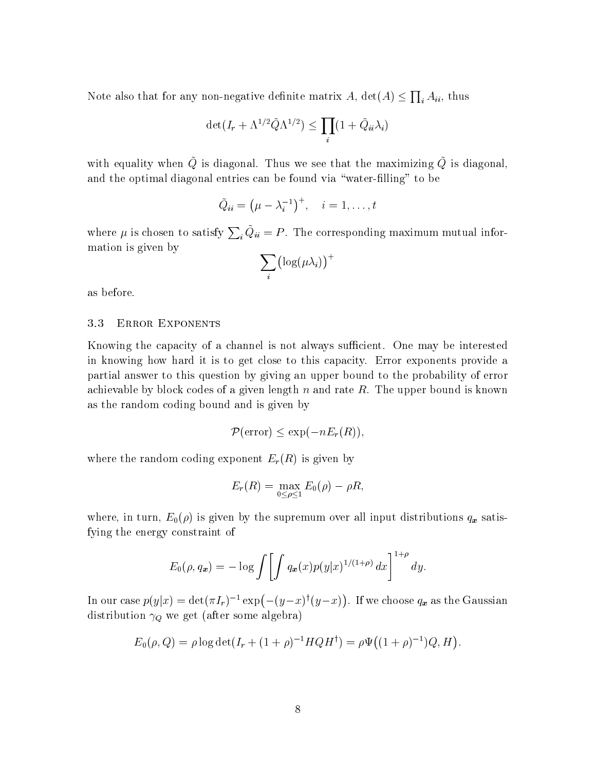Note also that for any non-negative definite matrix $A$, $\det(A) \le \prod_i A_{ii}$, thus

$$\det(I_r + \Lambda^{1/2}\tilde{Q}\Lambda^{1/2}) \le \prod_i (1 + \tilde{Q}_{ii}\lambda_i)$$

with equality when $\tilde{Q}$ is diagonal. Thus we see that the maximizing $\tilde{Q}$ is diagonal, and the optimal diagonal entries can be found via "water-filling" to be

$$\tilde{Q}_{ii} = \left(\mu - \lambda_i^{-1}\right)^+, \quad i = 1, \ldots, t$$

where $\mu$ is chosen to satisfy $\sum_i \tilde{Q}_{ii} = P$. The corresponding maximum mutual information is given by

$$\sum_i \left(\log(\mu\lambda_i)\right)^+$$

as before.

### 3.3 Error Exponents

Knowing the capacity of a channel is not always sufficient. One may be interested in knowing how hard it is to get close to this capacity. Error exponents provide a partial answer to this question by giving an upper bound to the probability of error achievable by block codes of a given length $n$ and rate $R$. The upper bound is known as the random coding bound and is given by

$$\mathcal{P}(\text{error}) \le \exp(-nE_r(R)),$$

where the random coding exponent $E_r(R)$ is given by

$$E_r(R) = \max_{0 \le \rho \le 1} E_0(\rho) - \rho R,$$

where, in turn, $E_0(\rho)$ is given by the supremum over all input distributions $q_{\boldsymbol{x}}$ satisfying the energy constraint of

$$E_0(\rho, q_{\boldsymbol{x}}) = -\log \int \left[ \int q_{\boldsymbol{x}}(x) p(y|x)^{1/(1+\rho)}\, dx \right]^{1+\rho} dy.$$

In our case $p(y|x) = \det(\pi I_r)^{-1} \exp\left(-(y-x)^\dagger(y-x)\right)$. If we choose $q_{\boldsymbol{x}}$ as the Gaussian distribution $\gamma_Q$ we get (after some algebra)

$$E_0(\rho, Q) = \rho \log\det(I_r + (1+\rho)^{-1} HQH^\dagger) = \rho\Psi\left((1+\rho)^{-1})Q, H\right).$$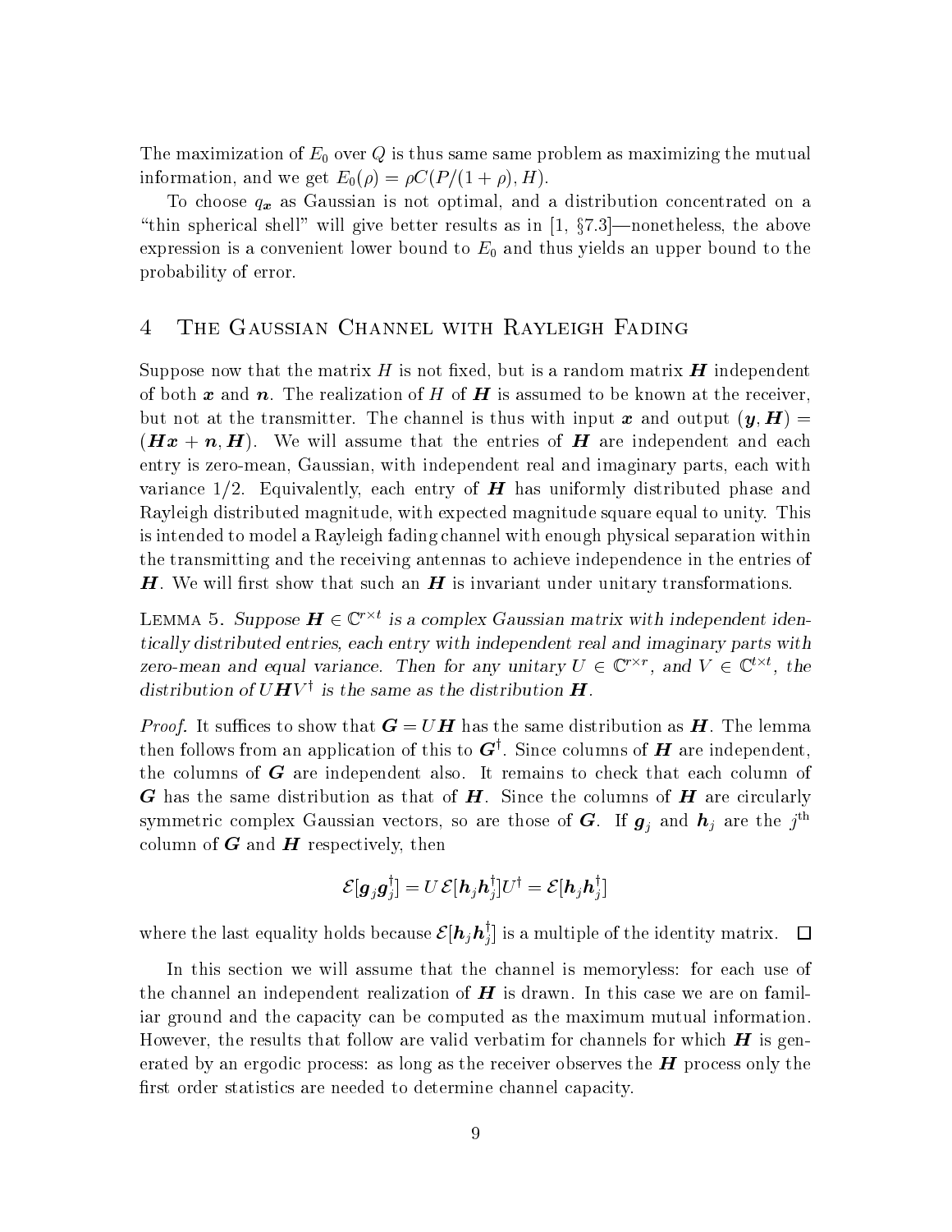The maximization of $E_0$ over $Q$ is thus same same problem as maximizing the mutual information, and we get $E_0(\rho) = \rho C(P/(1+\rho), H)$.

To choose $q_{\boldsymbol{x}}$ as Gaussian is not optimal, and a distribution concentrated on a "thin spherical shell" will give better results as in [1, §7.3]—nonetheless, the above expression is a convenient lower bound to $E_0$ and thus yields an upper bound to the probability of error.

## 4 The Gaussian Channel with Rayleigh Fading

Suppose now that the matrix $H$ is not fixed, but is a random matrix $\boldsymbol{H}$ independent of both $\boldsymbol{x}$ and $\boldsymbol{n}$. The realization of $H$ of $\boldsymbol{H}$ is assumed to be known at the receiver, but not at the transmitter. The channel is thus with input $\boldsymbol{x}$ and output $(\boldsymbol{y}, \boldsymbol{H}) = (\boldsymbol{H}\boldsymbol{x} + \boldsymbol{n}, \boldsymbol{H})$. We will assume that the entries of $\boldsymbol{H}$ are independent and each entry is zero-mean, Gaussian, with independent real and imaginary parts, each with variance $1/2$. Equivalently, each entry of $\boldsymbol{H}$ has uniformly distributed phase and Rayleigh distributed magnitude, with expected magnitude square equal to unity. This is intended to model a Rayleigh fading channel with enough physical separation within the transmitting and the receiving antennas to achieve independence in the entries of $\boldsymbol{H}$. We will first show that such an $\boldsymbol{H}$ is invariant under unitary transformations.

Lemma 5. *Suppose $\boldsymbol{H} \in \mathbb{C}^{r\times t}$ is a complex Gaussian matrix with independent identically distributed entries, each entry with independent real and imaginary parts with zero-mean and equal variance. Then for any unitary $U \in \mathbb{C}^{r\times r}$, and $V \in \mathbb{C}^{t\times t}$, the distribution of $U\boldsymbol{H}V^\dagger$ is the same as the distribution $\boldsymbol{H}$.*

*Proof.* It suffices to show that $\boldsymbol{G} = U\boldsymbol{H}$ has the same distribution as $\boldsymbol{H}$. The lemma then follows from an application of this to $\boldsymbol{G}^\dagger$. Since columns of $\boldsymbol{H}$ are independent, the columns of $\boldsymbol{G}$ are independent also. It remains to check that each column of $\boldsymbol{G}$ has the same distribution as that of $\boldsymbol{H}$. Since the columns of $\boldsymbol{H}$ are circularly symmetric complex Gaussian vectors, so are those of $\boldsymbol{G}$. If $\boldsymbol{g}_j$ and $\boldsymbol{h}_j$ are the $j^{\text{th}}$ column of $\boldsymbol{G}$ and $\boldsymbol{H}$ respectively, then

$$\mathcal{E}[\boldsymbol{g}_j\boldsymbol{g}_j^\dagger] = U\,\mathcal{E}[\boldsymbol{h}_j\boldsymbol{h}_j^\dagger]U^\dagger = \mathcal{E}[\boldsymbol{h}_j\boldsymbol{h}_j^\dagger]$$

where the last equality holds because $\mathcal{E}[\boldsymbol{h}_j\boldsymbol{h}_j^\dagger]$ is a multiple of the identity matrix. $\square$

In this section we will assume that the channel is memoryless: for each use of the channel an independent realization of $\boldsymbol{H}$ is drawn. In this case we are on familiar ground and the capacity can be computed as the maximum mutual information. However, the results that follow are valid verbatim for channels for which $\boldsymbol{H}$ is generated by an ergodic process: as long as the receiver observes the $\boldsymbol{H}$ process only the first order statistics are needed to determine channel capacity.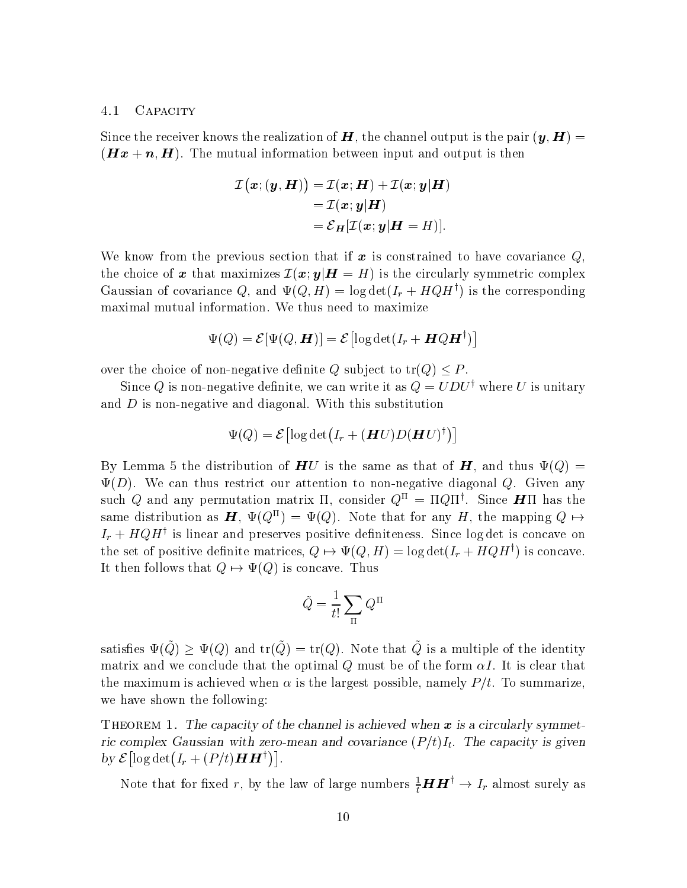### 4.1 Capacity

Since the receiver knows the realization of $\boldsymbol{H}$, the channel output is the pair $(\boldsymbol{y}, \boldsymbol{H}) = (\boldsymbol{H}\boldsymbol{x} + \boldsymbol{n}, \boldsymbol{H})$. The mutual information between input and output is then

$$
\begin{aligned}
\mathcal{I}\big(\boldsymbol{x}; (\boldsymbol{y}, \boldsymbol{H})\big) &= \mathcal{I}(\boldsymbol{x}; \boldsymbol{H}) + \mathcal{I}(\boldsymbol{x}; \boldsymbol{y}|\boldsymbol{H}) \\
&= \mathcal{I}(\boldsymbol{x}; \boldsymbol{y}|\boldsymbol{H}) \\
&= \mathcal{E}_{\boldsymbol{H}}[\mathcal{I}(\boldsymbol{x}; \boldsymbol{y}|\boldsymbol{H} = H)].
\end{aligned}
$$

We know from the previous section that if $\boldsymbol{x}$ is constrained to have covariance $Q$, the choice of $\boldsymbol{x}$ that maximizes $\mathcal{I}(\boldsymbol{x}; \boldsymbol{y}|\boldsymbol{H} = H)$ is the circularly symmetric complex Gaussian of covariance $Q$, and $\Psi(Q, H) = \log\det(I_r + HQH^\dagger)$ is the corresponding maximal mutual information. We thus need to maximize

$$
\Psi(Q) = \mathcal{E}[\Psi(Q, \boldsymbol{H})] = \mathcal{E}\left[\log\det(I_r + \boldsymbol{H}Q\boldsymbol{H}^\dagger)\right]
$$

over the choice of non-negative definite $Q$ subject to $\operatorname{tr}(Q) \le P$.

Since $Q$ is non-negative definite, we can write it as $Q = UDU^\dagger$ where $U$ is unitary and $D$ is non-negative and diagonal. With this substitution

$$
\Psi(Q) = \mathcal{E}\left[\log\det\big(I_r + (\boldsymbol{H}U)D(\boldsymbol{H}U)^\dagger\big)\right]
$$

By Lemma 5 the distribution of $\boldsymbol{H}U$ is the same as that of $\boldsymbol{H}$, and thus $\Psi(Q) = \Psi(D)$. We can thus restrict our attention to non-negative diagonal $Q$. Given any such $Q$ and any permutation matrix $\Pi$, consider $Q^\Pi = \Pi Q \Pi^\dagger$. Since $\boldsymbol{H}\Pi$ has the same distribution as $\boldsymbol{H}$, $\Psi(Q^\Pi) = \Psi(Q)$. Note that for any $H$, the mapping $Q \mapsto I_r + HQH^\dagger$ is linear and preserves positive definiteness. Since $\log\det$ is concave on the set of positive definite matrices, $Q \mapsto \Psi(Q, H) = \log\det(I_r + HQH^\dagger)$ is concave. It then follows that $Q \mapsto \Psi(Q)$ is concave. Thus

$$
\tilde{Q} = \frac{1}{t!}\sum_{\Pi} Q^\Pi
$$

satisfies $\Psi(\tilde{Q}) \ge \Psi(Q)$ and $\operatorname{tr}(\tilde{Q}) = \operatorname{tr}(Q)$. Note that $\tilde{Q}$ is a multiple of the identity matrix and we conclude that the optimal $Q$ must be of the form $\alpha I$. It is clear that the maximum is achieved when $\alpha$ is the largest possible, namely $P/t$. To summarize, we have shown the following:

**Theorem 1.** *The capacity of the channel is achieved when $\boldsymbol{x}$ is a circularly symmetric complex Gaussian with zero-mean and covariance $(P/t)I_t$. The capacity is given by $\mathcal{E}\left[\log\det\big(I_r + (P/t)\boldsymbol{H}\boldsymbol{H}^\dagger\big)\right]$.*

Note that for fixed $r$, by the law of large numbers $\frac{1}{t}\boldsymbol{H}\boldsymbol{H}^\dagger \to I_r$ almost surely as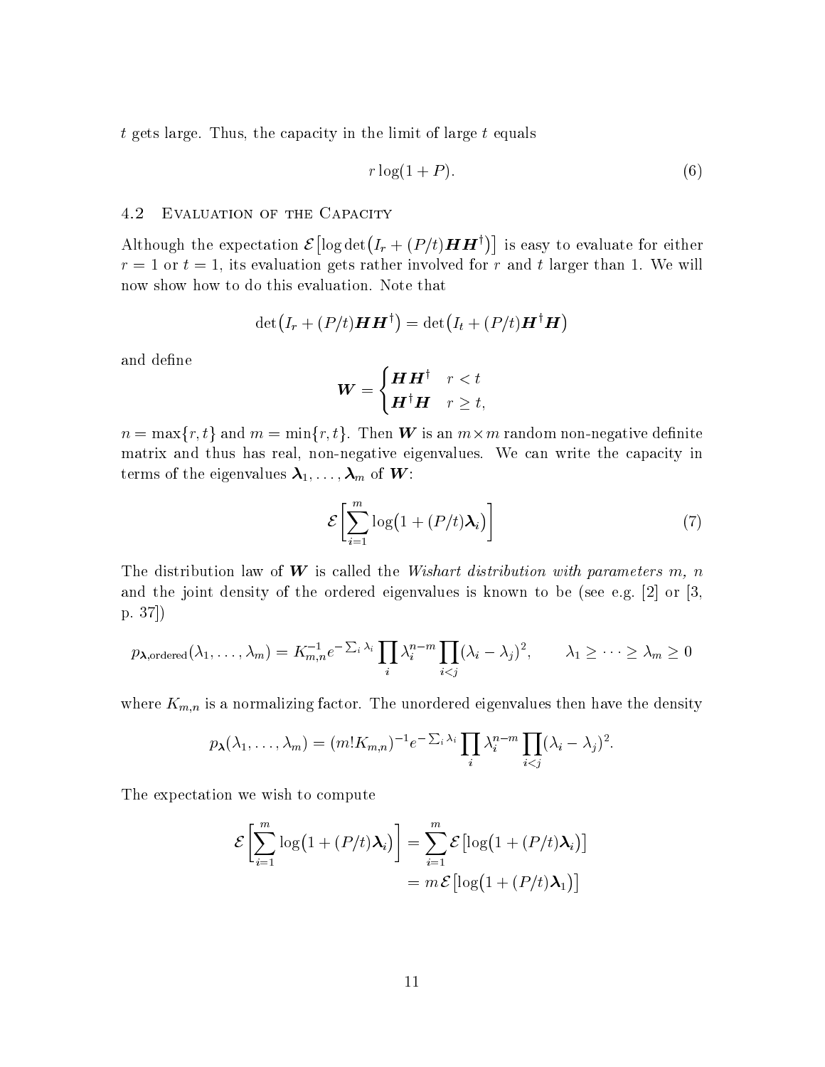$t$ gets large. Thus, the capacity in the limit of large $t$ equals

$$r \log(1 + P). \tag{6}$$

### 4.2 Evaluation of the Capacity

Although the expectation $\mathcal{E}\big[\log\det\big(I_r + (P/t)\boldsymbol{H}\boldsymbol{H}^\dagger\big)\big]$ is easy to evaluate for either $r = 1$ or $t = 1$, its evaluation gets rather involved for $r$ and $t$ larger than 1. We will now show how to do this evaluation. Note that

$$\det\big(I_r + (P/t)\boldsymbol{H}\boldsymbol{H}^\dagger\big) = \det\big(I_t + (P/t)\boldsymbol{H}^\dagger\boldsymbol{H}\big)$$

and define

$$\boldsymbol{W} = \begin{cases} \boldsymbol{H}\boldsymbol{H}^\dagger & r < t \\ \boldsymbol{H}^\dagger\boldsymbol{H} & r \geq t, \end{cases}$$

$n = \max\{r, t\}$ and $m = \min\{r, t\}$. Then $\boldsymbol{W}$ is an $m \times m$ random non-negative definite matrix and thus has real, non-negative eigenvalues. We can write the capacity in terms of the eigenvalues $\boldsymbol{\lambda}_1, \ldots, \boldsymbol{\lambda}_m$ of $\boldsymbol{W}$:

$$\mathcal{E}\bigg[\sum_{i=1}^{m} \log\big(1 + (P/t)\boldsymbol{\lambda}_i\big)\bigg] \tag{7}$$

The distribution law of $\boldsymbol{W}$ is called the *Wishart distribution with parameters m, n* and the joint density of the ordered eigenvalues is known to be (see e.g. [2] or [3, p. 37])

$$p_{\boldsymbol{\lambda},\text{ordered}}(\lambda_1, \ldots, \lambda_m) = K_{m,n}^{-1} e^{-\sum_i \lambda_i} \prod_i \lambda_i^{n-m} \prod_{i<j} (\lambda_i - \lambda_j)^2, \qquad \lambda_1 \geq \cdots \geq \lambda_m \geq 0$$

where $K_{m,n}$ is a normalizing factor. The unordered eigenvalues then have the density

$$p_{\boldsymbol{\lambda}}(\lambda_1, \ldots, \lambda_m) = (m! K_{m,n})^{-1} e^{-\sum_i \lambda_i} \prod_i \lambda_i^{n-m} \prod_{i<j} (\lambda_i - \lambda_j)^2.$$

The expectation we wish to compute

$$\begin{aligned} \mathcal{E}\bigg[\sum_{i=1}^{m} \log\big(1 + (P/t)\boldsymbol{\lambda}_i\big)\bigg] &= \sum_{i=1}^{m} \mathcal{E}\big[\log\big(1 + (P/t)\boldsymbol{\lambda}_i\big)\big] \\ &= m\,\mathcal{E}\big[\log\big(1 + (P/t)\boldsymbol{\lambda}_1\big)\big] \end{aligned}$$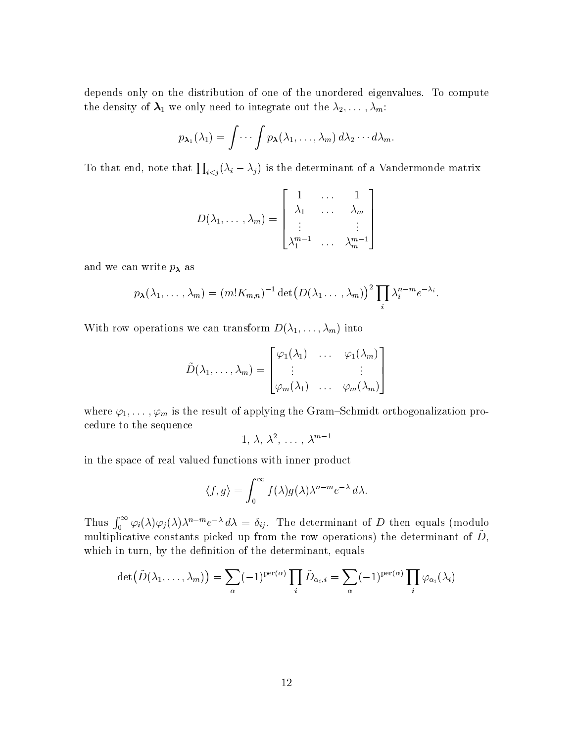depends only on the distribution of one of the unordered eigenvalues. To compute the density of $\boldsymbol{\lambda}_1$ we only need to integrate out the $\lambda_2, \ldots, \lambda_m$:

$$p_{\boldsymbol{\lambda}_1}(\lambda_1) = \int \cdots \int p_{\boldsymbol{\lambda}}(\lambda_1, \ldots, \lambda_m)\, d\lambda_2 \cdots d\lambda_m.$$

To that end, note that $\prod_{i<j}(\lambda_i - \lambda_j)$ is the determinant of a Vandermonde matrix

$$D(\lambda_1, \ldots, \lambda_m) = \begin{bmatrix} 1 & \ldots & 1 \\ \lambda_1 & \ldots & \lambda_m \\ \vdots & & \vdots \\ \lambda_1^{m-1} & \ldots & \lambda_m^{m-1} \end{bmatrix}$$

and we can write $p_{\boldsymbol{\lambda}}$ as

$$p_{\boldsymbol{\lambda}}(\lambda_1, \ldots, \lambda_m) = (m!K_{m,n})^{-1} \det\bigl(D(\lambda_1 \ldots, \lambda_m)\bigr)^2 \prod_i \lambda_i^{n-m} e^{-\lambda_i}.$$

With row operations we can transform $D(\lambda_1, \ldots, \lambda_m)$ into

$$\tilde{D}(\lambda_1, \ldots, \lambda_m) = \begin{bmatrix} \varphi_1(\lambda_1) & \ldots & \varphi_1(\lambda_m) \\ \vdots & & \vdots \\ \varphi_m(\lambda_1) & \ldots & \varphi_m(\lambda_m) \end{bmatrix}$$

where $\varphi_1, \ldots, \varphi_m$ is the result of applying the Gram–Schmidt orthogonalization procedure to the sequence

$$1,\, \lambda,\, \lambda^2,\, \ldots,\, \lambda^{m-1}$$

in the space of real valued functions with inner product

$$\langle f, g \rangle = \int_0^\infty f(\lambda) g(\lambda) \lambda^{n-m} e^{-\lambda}\, d\lambda.$$

Thus $\int_0^\infty \varphi_i(\lambda)\varphi_j(\lambda)\lambda^{n-m}e^{-\lambda}\, d\lambda = \delta_{ij}$. The determinant of $D$ then equals (modulo multiplicative constants picked up from the row operations) the determinant of $\tilde{D}$, which in turn, by the definition of the determinant, equals

$$\det\bigl(\tilde{D}(\lambda_1, \ldots, \lambda_m)\bigr) = \sum_\alpha (-1)^{\mathrm{per}(\alpha)} \prod_i \tilde{D}_{\alpha_i, i} = \sum_\alpha (-1)^{\mathrm{per}(\alpha)} \prod_i \varphi_{\alpha_i}(\lambda_i)$$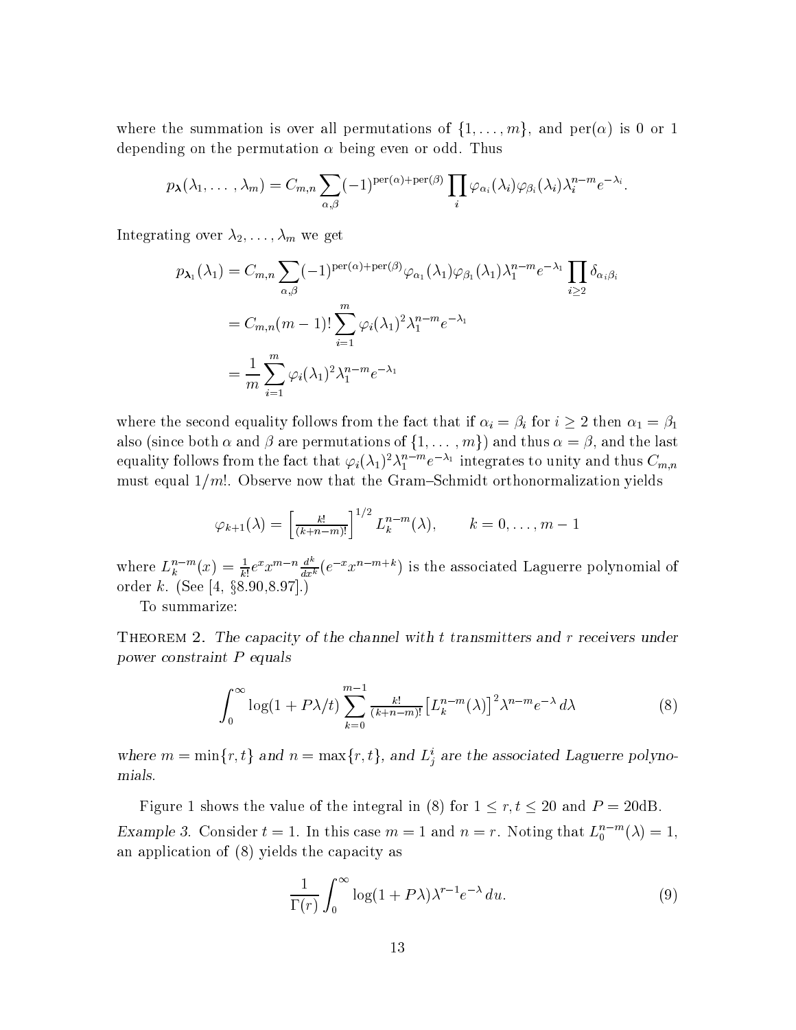where the summation is over all permutations of $\{1, \ldots, m\}$, and $\operatorname{per}(\alpha)$ is 0 or 1 depending on the permutation $\alpha$ being even or odd. Thus

$$p_{\boldsymbol{\lambda}}(\lambda_1, \ldots, \lambda_m) = C_{m,n} \sum_{\alpha,\beta} (-1)^{\operatorname{per}(\alpha)+\operatorname{per}(\beta)} \prod_i \varphi_{\alpha_i}(\lambda_i)\varphi_{\beta_i}(\lambda_i)\lambda_i^{n-m}e^{-\lambda_i}.$$

Integrating over $\lambda_2, \ldots, \lambda_m$ we get

$$\begin{aligned}
p_{\boldsymbol{\lambda}_1}(\lambda_1) &= C_{m,n} \sum_{\alpha,\beta} (-1)^{\operatorname{per}(\alpha)+\operatorname{per}(\beta)} \varphi_{\alpha_1}(\lambda_1)\varphi_{\beta_1}(\lambda_1)\lambda_1^{n-m}e^{-\lambda_1} \prod_{i\geq 2} \delta_{\alpha_i\beta_i} \\
&= C_{m,n}(m-1)! \sum_{i=1}^{m} \varphi_i(\lambda_1)^2 \lambda_1^{n-m} e^{-\lambda_1} \\
&= \frac{1}{m} \sum_{i=1}^{m} \varphi_i(\lambda_1)^2 \lambda_1^{n-m} e^{-\lambda_1}
\end{aligned}$$

where the second equality follows from the fact that if $\alpha_i = \beta_i$ for $i \geq 2$ then $\alpha_1 = \beta_1$ also (since both $\alpha$ and $\beta$ are permutations of $\{1, \ldots, m\}$) and thus $\alpha = \beta$, and the last equality follows from the fact that $\varphi_i(\lambda_1)^2\lambda_1^{n-m}e^{-\lambda_1}$ integrates to unity and thus $C_{m,n}$ must equal $1/m!$. Observe now that the Gram–Schmidt orthonormalization yields

$$\varphi_{k+1}(\lambda) = \left[\tfrac{k!}{(k+n-m)!}\right]^{1/2} L_k^{n-m}(\lambda), \qquad k = 0, \ldots, m-1$$

where $L_k^{n-m}(x) = \frac{1}{k!}e^x x^{m-n} \frac{d^k}{dx^k}(e^{-x}x^{n-m+k})$ is the associated Laguerre polynomial of order $k$. (See [4, §8.90,8.97].)

To summarize:

Theorem 2. *The capacity of the channel with $t$ transmitters and $r$ receivers under power constraint $P$ equals*

$$\int_0^\infty \log(1 + P\lambda/t) \sum_{k=0}^{m-1} \tfrac{k!}{(k+n-m)!} \left[L_k^{n-m}(\lambda)\right]^2 \lambda^{n-m} e^{-\lambda}\, d\lambda \tag{8}$$

*where $m = \min\{r,t\}$ and $n = \max\{r,t\}$, and $L_j^i$ are the associated Laguerre polynomials.*

Figure 1 shows the value of the integral in (8) for $1 \leq r,t \leq 20$ and $P = 20$dB.

*Example 3.* Consider $t = 1$. In this case $m = 1$ and $n = r$. Noting that $L_0^{n-m}(\lambda) = 1$, an application of (8) yields the capacity as

$$\frac{1}{\Gamma(r)} \int_0^\infty \log(1 + P\lambda)\lambda^{r-1}e^{-\lambda}\, du. \tag{9}$$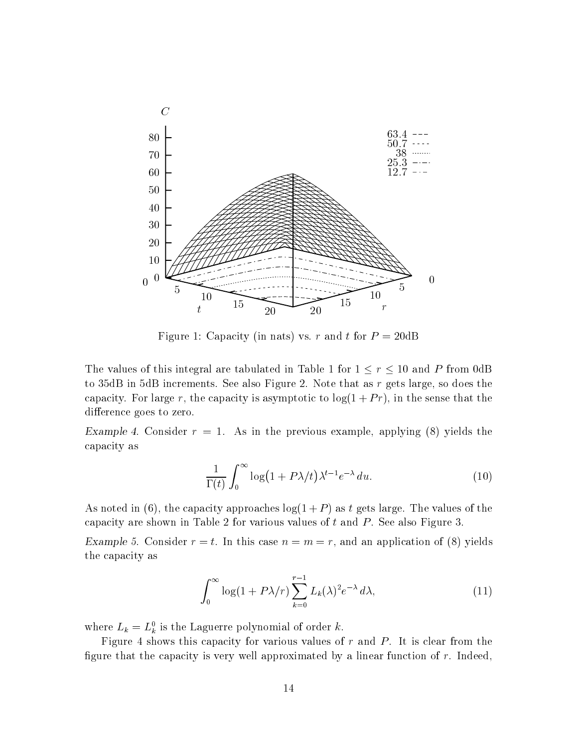Figure 1: Capacity (in nats) vs. $r$ and $t$ for $P = 20$dB

The values of this integral are tabulated in Table 1 for $1 \leq r \leq 10$ and $P$ from 0dB to 35dB in 5dB increments. See also Figure 2. Note that as $r$ gets large, so does the capacity. For large $r$, the capacity is asymptotic to $\log(1 + Pr)$, in the sense that the difference goes to zero.

*Example 4.* Consider $r = 1$. As in the previous example, applying (8) yields the capacity as

$$\frac{1}{\Gamma(t)} \int_0^\infty \log\bigl(1 + P\lambda/t\bigr) \lambda^{t-1} e^{-\lambda}\, du. \tag{10}$$

As noted in (6), the capacity approaches $\log(1 + P)$ as $t$ gets large. The values of the capacity are shown in Table 2 for various values of $t$ and $P$. See also Figure 3.

*Example 5.* Consider $r = t$. In this case $n = m = r$, and an application of (8) yields the capacity as

$$\int_0^\infty \log(1 + P\lambda/r) \sum_{k=0}^{r-1} L_k(\lambda)^2 e^{-\lambda}\, d\lambda, \tag{11}$$

where $L_k = L_k^0$ is the Laguerre polynomial of order $k$.

Figure 4 shows this capacity for various values of $r$ and $P$. It is clear from the figure that the capacity is very well approximated by a linear function of $r$. Indeed,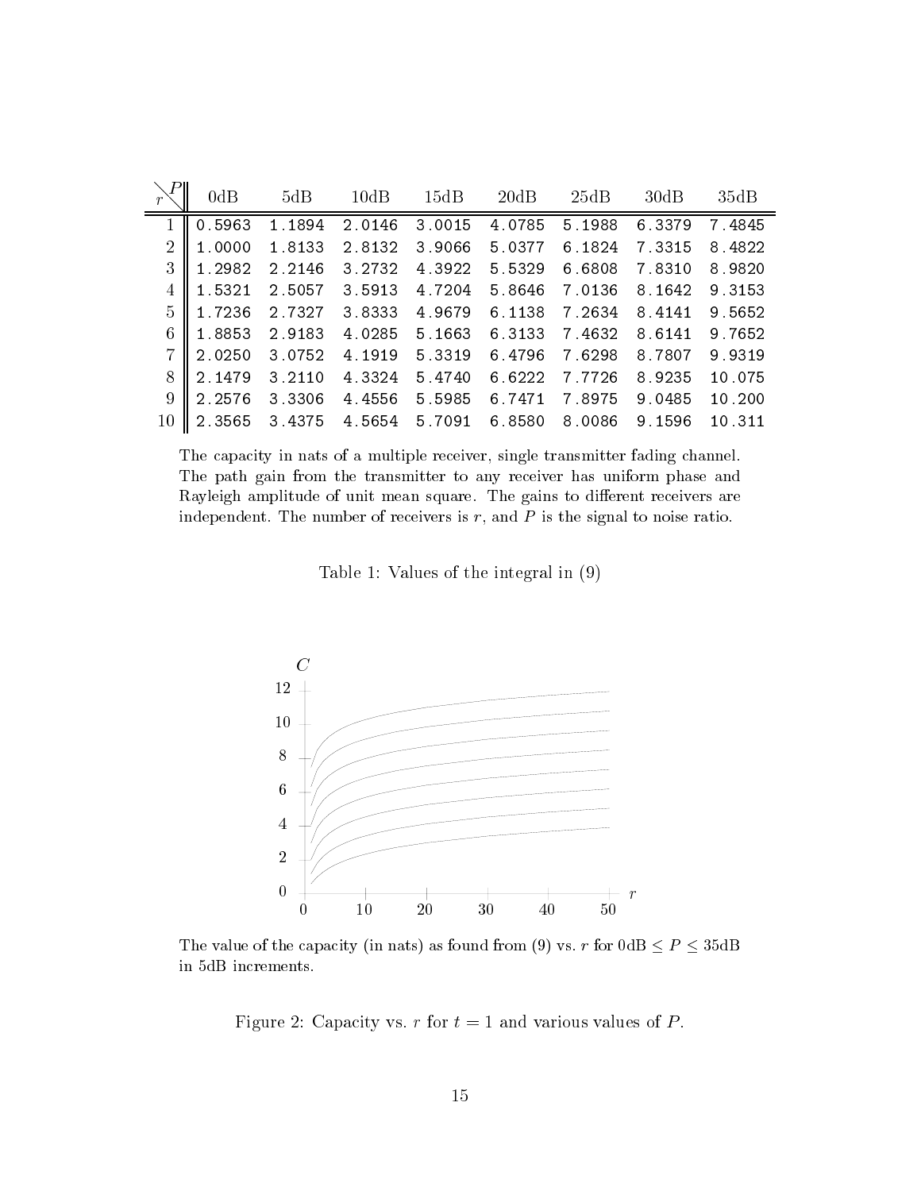| $r$ \ $P$ | 0dB | 5dB | 10dB | 15dB | 20dB | 25dB | 30dB | 35dB |
|---|---|---|---|---|---|---|---|---|
| 1 | 0.5963 | 1.1894 | 2.0146 | 3.0015 | 4.0785 | 5.1988 | 6.3379 | 7.4845 |
| 2 | 1.0000 | 1.8133 | 2.8132 | 3.9066 | 5.0377 | 6.1824 | 7.3315 | 8.4822 |
| 3 | 1.2982 | 2.2146 | 3.2732 | 4.3922 | 5.5329 | 6.6808 | 7.8310 | 8.9820 |
| 4 | 1.5321 | 2.5057 | 3.5913 | 4.7204 | 5.8646 | 7.0136 | 8.1642 | 9.3153 |
| 5 | 1.7236 | 2.7327 | 3.8333 | 4.9679 | 6.1138 | 7.2634 | 8.4141 | 9.5652 |
| 6 | 1.8853 | 2.9183 | 4.0285 | 5.1663 | 6.3133 | 7.4632 | 8.6141 | 9.7652 |
| 7 | 2.0250 | 3.0752 | 4.1919 | 5.3319 | 6.4796 | 7.6298 | 8.7807 | 9.9319 |
| 8 | 2.1479 | 3.2110 | 4.3324 | 5.4740 | 6.6222 | 7.7726 | 8.9235 | 10.075 |
| 9 | 2.2576 | 3.3306 | 4.4556 | 5.5985 | 6.7471 | 7.8975 | 9.0485 | 10.200 |
| 10 | 2.3565 | 3.4375 | 4.5654 | 5.7091 | 6.8580 | 8.0086 | 9.1596 | 10.311 |

The capacity in nats of a multiple receiver, single transmitter fading channel. The path gain from the transmitter to any receiver has uniform phase and Rayleigh amplitude of unit mean square. The gains to different receivers are independent. The number of receivers is $r$, and $P$ is the signal to noise ratio.

Table 1: Values of the integral in (9)

The value of the capacity (in nats) as found from (9) vs. $r$ for $0\text{dB} \leq P \leq 35\text{dB}$ in 5dB increments.

Figure 2: Capacity vs. $r$ for $t = 1$ and various values of $P$.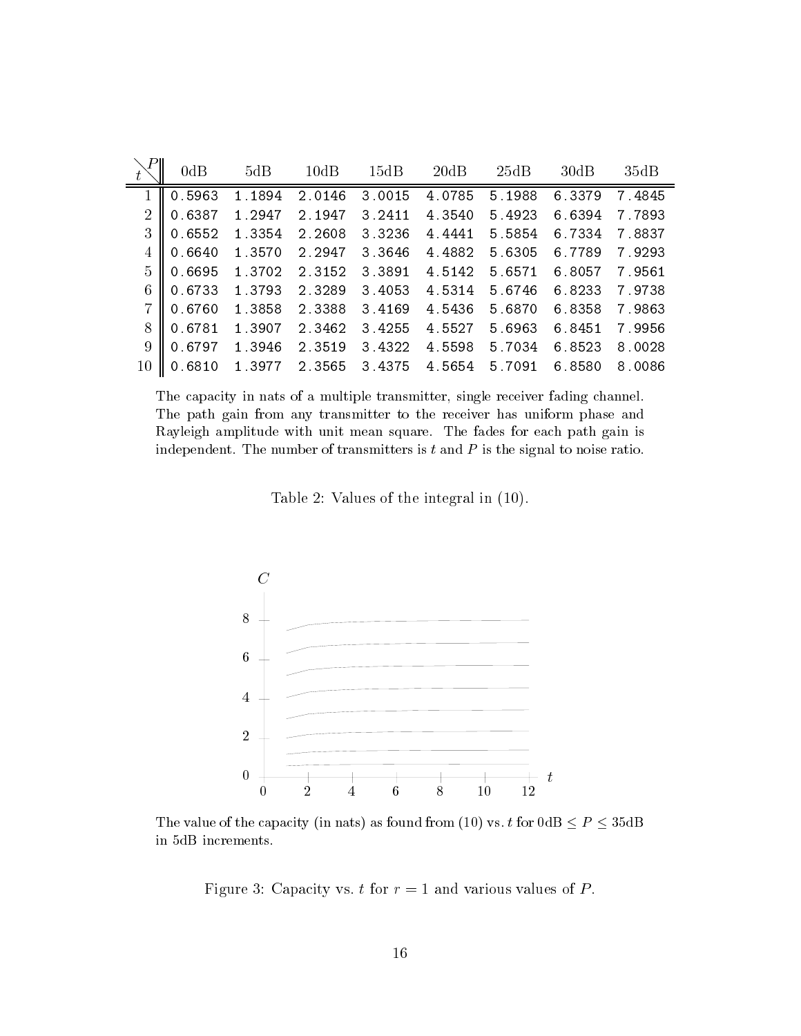| $t$ \ $P$ | 0dB | 5dB | 10dB | 15dB | 20dB | 25dB | 30dB | 35dB |
|---|---|---|---|---|---|---|---|---|
| 1 | 0.5963 | 1.1894 | 2.0146 | 3.0015 | 4.0785 | 5.1988 | 6.3379 | 7.4845 |
| 2 | 0.6387 | 1.2947 | 2.1947 | 3.2411 | 4.3540 | 5.4923 | 6.6394 | 7.7893 |
| 3 | 0.6552 | 1.3354 | 2.2608 | 3.3236 | 4.4441 | 5.5854 | 6.7334 | 7.8837 |
| 4 | 0.6640 | 1.3570 | 2.2947 | 3.3646 | 4.4882 | 5.6305 | 6.7789 | 7.9293 |
| 5 | 0.6695 | 1.3702 | 2.3152 | 3.3891 | 4.5142 | 5.6571 | 6.8057 | 7.9561 |
| 6 | 0.6733 | 1.3793 | 2.3289 | 3.4053 | 4.5314 | 5.6746 | 6.8233 | 7.9738 |
| 7 | 0.6760 | 1.3858 | 2.3388 | 3.4169 | 4.5436 | 5.6870 | 6.8358 | 7.9863 |
| 8 | 0.6781 | 1.3907 | 2.3462 | 3.4255 | 4.5527 | 5.6963 | 6.8451 | 7.9956 |
| 9 | 0.6797 | 1.3946 | 2.3519 | 3.4322 | 4.5598 | 5.7034 | 6.8523 | 8.0028 |
| 10 | 0.6810 | 1.3977 | 2.3565 | 3.4375 | 4.5654 | 5.7091 | 6.8580 | 8.0086 |

The capacity in nats of a multiple transmitter, single receiver fading channel. The path gain from any transmitter to the receiver has uniform phase and Rayleigh amplitude with unit mean square. The fades for each path gain is independent. The number of transmitters is $t$ and $P$ is the signal to noise ratio.

Table 2: Values of the integral in (10).

The value of the capacity (in nats) as found from (10) vs. $t$ for $0\text{dB} \leq P \leq 35\text{dB}$ in 5dB increments.

Figure 3: Capacity vs. $t$ for $r = 1$ and various values of $P$.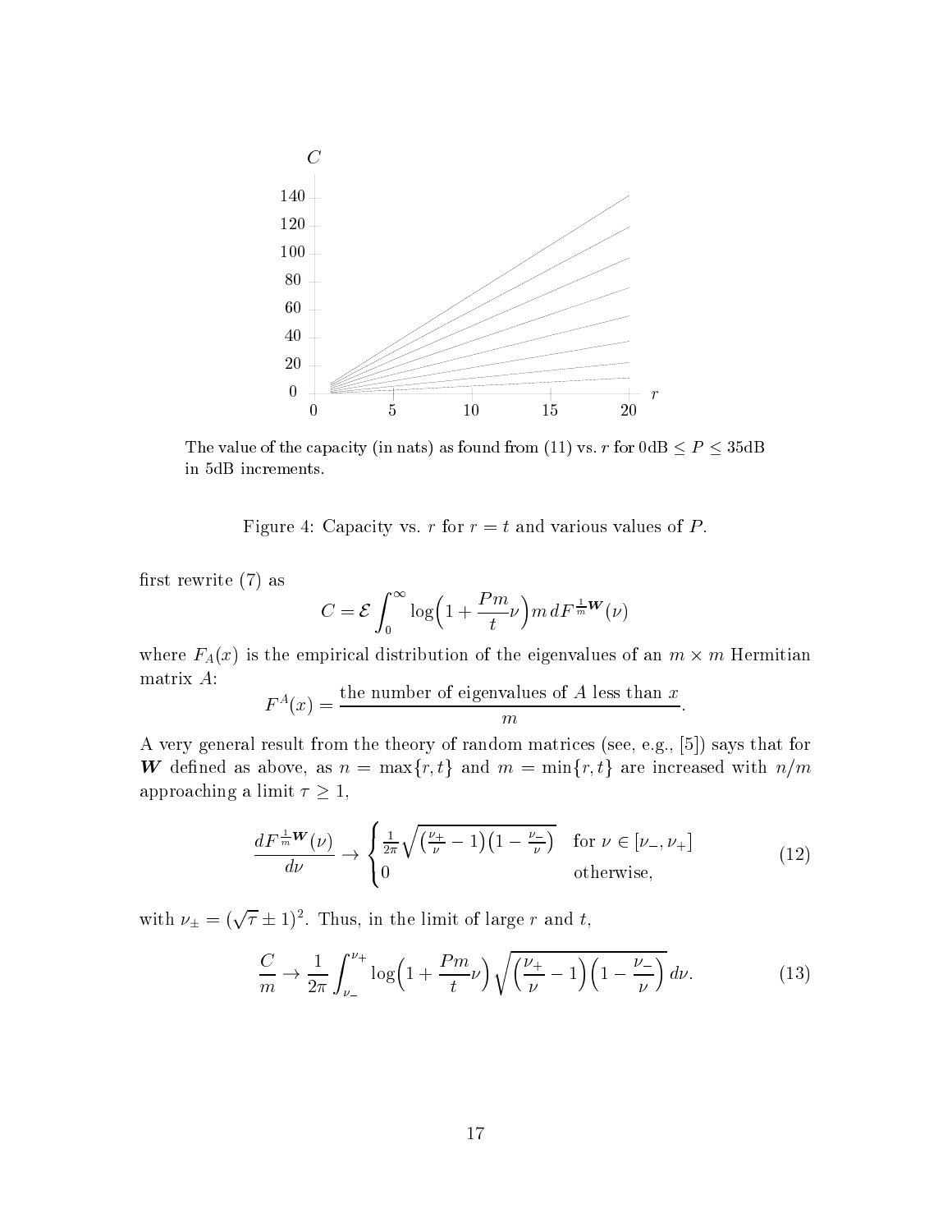The value of the capacity (in nats) as found from (11) vs. $r$ for $0\text{dB} \le P \le 35\text{dB}$ in 5dB increments.

Figure 4: Capacity vs. $r$ for $r = t$ and various values of $P$.

first rewrite (7) as

$$C = \mathcal{E} \int_0^\infty \log\Big(1 + \frac{Pm}{t}\nu\Big) m \, dF^{\frac{1}{m}\boldsymbol{W}}(\nu)$$

where $F_A(x)$ is the empirical distribution of the eigenvalues of an $m \times m$ Hermitian matrix $A$:

$$F^A(x) = \frac{\text{the number of eigenvalues of } A \text{ less than } x}{m}.$$

A very general result from the theory of random matrices (see, e.g., [5]) says that for $\boldsymbol{W}$ defined as above, as $n = \max\{r, t\}$ and $m = \min\{r, t\}$ are increased with $n/m$ approaching a limit $\tau \ge 1$,

$$\frac{dF^{\frac{1}{m}\boldsymbol{W}}(\nu)}{d\nu} \to \begin{cases} \frac{1}{2\pi}\sqrt{\left(\frac{\nu_+}{\nu} - 1\right)\left(1 - \frac{\nu_-}{\nu}\right)} & \text{for } \nu \in [\nu_-, \nu_+] \\ 0 & \text{otherwise,} \end{cases} \tag{12}$$

with $\nu_\pm = (\sqrt{\tau} \pm 1)^2$. Thus, in the limit of large $r$ and $t$,

$$\frac{C}{m} \to \frac{1}{2\pi} \int_{\nu_-}^{\nu_+} \log\Big(1 + \frac{Pm}{t}\nu\Big) \sqrt{\Big(\frac{\nu_+}{\nu} - 1\Big)\Big(1 - \frac{\nu_-}{\nu}\Big)} \, d\nu. \tag{13}$$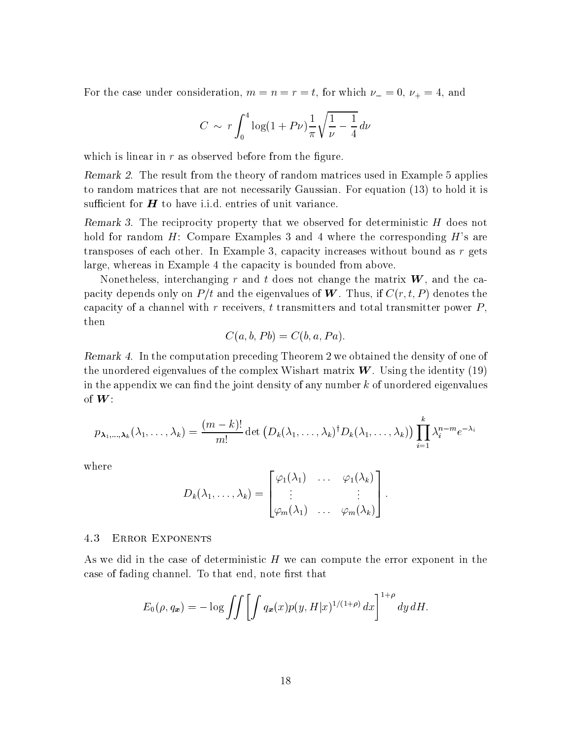For the case under consideration, $m = n = r = t$, for which $\nu_- = 0$, $\nu_+ = 4$, and

$$C \sim r \int_0^4 \log(1 + P\nu) \frac{1}{\pi} \sqrt{\frac{1}{\nu} - \frac{1}{4}}\, d\nu$$

which is linear in $r$ as observed before from the figure.

*Remark 2.* The result from the theory of random matrices used in Example 5 applies to random matrices that are not necessarily Gaussian. For equation (13) to hold it is sufficient for $\boldsymbol{H}$ to have i.i.d. entries of unit variance.

*Remark 3.* The reciprocity property that we observed for deterministic $H$ does not hold for random $H$: Compare Examples 3 and 4 where the corresponding $H$'s are transposes of each other. In Example 3, capacity increases without bound as $r$ gets large, whereas in Example 4 the capacity is bounded from above.

Nonetheless, interchanging $r$ and $t$ does not change the matrix $\boldsymbol{W}$, and the capacity depends only on $P/t$ and the eigenvalues of $\boldsymbol{W}$. Thus, if $C(r, t, P)$ denotes the capacity of a channel with $r$ receivers, $t$ transmitters and total transmitter power $P$, then

$$C(a, b, Pb) = C(b, a, Pa).$$

*Remark 4.* In the computation preceding Theorem 2 we obtained the density of one of the unordered eigenvalues of the complex Wishart matrix $\boldsymbol{W}$. Using the identity (19) in the appendix we can find the joint density of any number $k$ of unordered eigenvalues of $\boldsymbol{W}$:

$$p_{\boldsymbol{\lambda}_1,\ldots,\boldsymbol{\lambda}_k}(\lambda_1, \ldots, \lambda_k) = \frac{(m-k)!}{m!} \det\left(D_k(\lambda_1, \ldots, \lambda_k)^\dagger D_k(\lambda_1, \ldots, \lambda_k)\right) \prod_{i=1}^{k} \lambda_i^{n-m} e^{-\lambda_i}$$

where

$$D_k(\lambda_1, \ldots, \lambda_k) = \begin{bmatrix} \varphi_1(\lambda_1) & \ldots & \varphi_1(\lambda_k) \\ \vdots & & \vdots \\ \varphi_m(\lambda_1) & \ldots & \varphi_m(\lambda_k) \end{bmatrix}.$$

### 4.3 Error Exponents

As we did in the case of deterministic $H$ we can compute the error exponent in the case of fading channel. To that end, note first that

$$E_0(\rho, q_{\boldsymbol{x}}) = -\log \iint \left[ \int q_{\boldsymbol{x}}(x) p(y, H|x)^{1/(1+\rho)}\, dx \right]^{1+\rho} dy\, dH.$$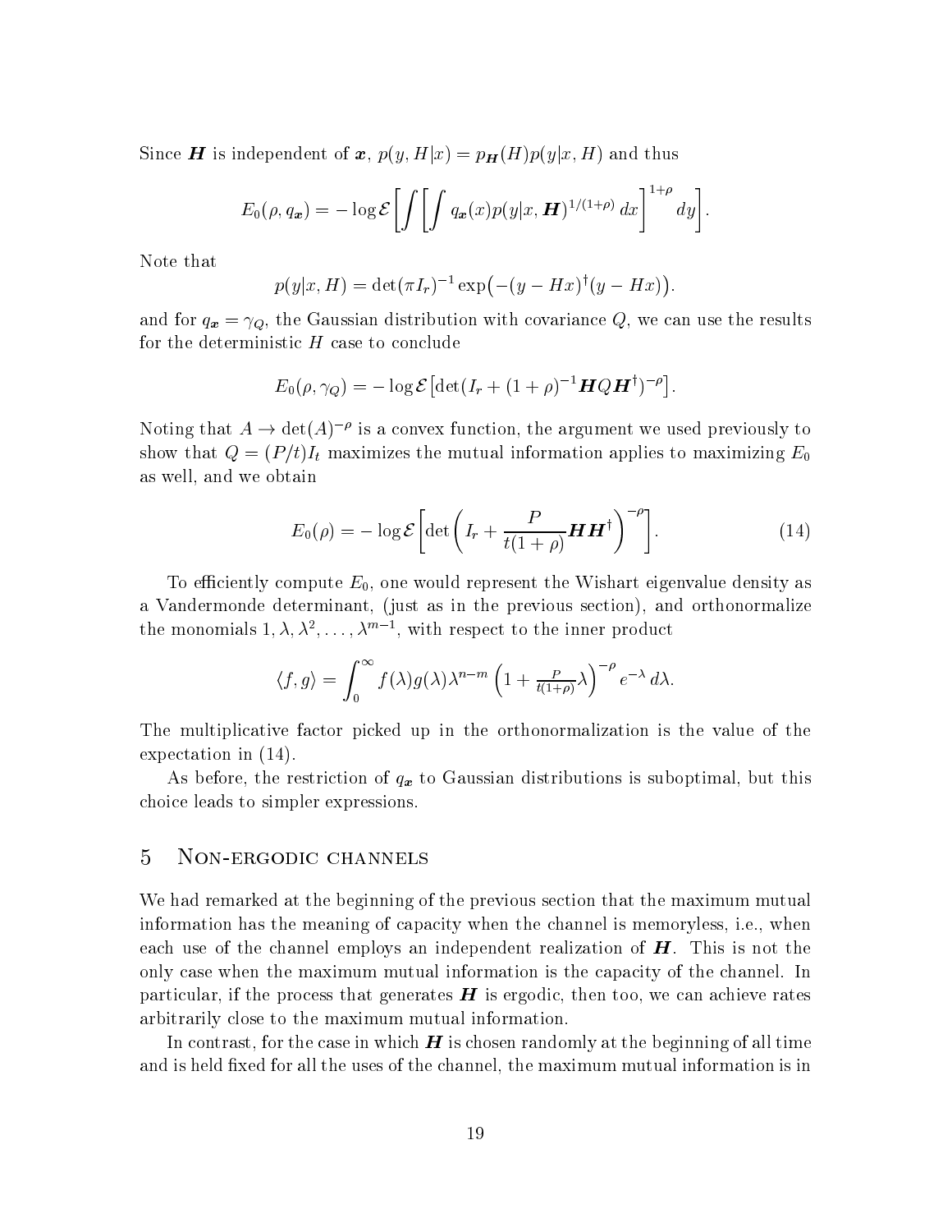Since $\boldsymbol{H}$ is independent of $\boldsymbol{x}$, $p(y, H|x) = p_{\boldsymbol{H}}(H)p(y|x, H)$ and thus

$$E_0(\rho, q_{\boldsymbol{x}}) = -\log \mathcal{E}\left[\int \left[\int q_{\boldsymbol{x}}(x) p(y|x, \boldsymbol{H})^{1/(1+\rho)}\, dx\right]^{1+\rho} dy\right].$$

Note that

$$p(y|x, H) = \det(\pi I_r)^{-1} \exp\big(-(y - Hx)^\dagger (y - Hx)\big).$$

and for $q_{\boldsymbol{x}} = \gamma_Q$, the Gaussian distribution with covariance $Q$, we can use the results for the deterministic $H$ case to conclude

$$E_0(\rho, \gamma_Q) = -\log \mathcal{E}\big[\det(I_r + (1+\rho)^{-1}\boldsymbol{H}Q\boldsymbol{H}^\dagger)^{-\rho}\big].$$

Noting that $A \to \det(A)^{-\rho}$ is a convex function, the argument we used previously to show that $Q = (P/t)I_t$ maximizes the mutual information applies to maximizing $E_0$ as well, and we obtain

$$E_0(\rho) = -\log \mathcal{E}\left[\det\left(I_r + \frac{P}{t(1+\rho)}\boldsymbol{H}\boldsymbol{H}^\dagger\right)^{-\rho}\right]. \tag{14}$$

To efficiently compute $E_0$, one would represent the Wishart eigenvalue density as a Vandermonde determinant, (just as in the previous section), and orthonormalize the monomials $1, \lambda, \lambda^2, \ldots, \lambda^{m-1}$, with respect to the inner product

$$\langle f, g\rangle = \int_0^\infty f(\lambda) g(\lambda) \lambda^{n-m} \left(1 + \tfrac{P}{t(1+\rho)}\lambda\right)^{-\rho} e^{-\lambda}\, d\lambda.$$

The multiplicative factor picked up in the orthonormalization is the value of the expectation in (14).

As before, the restriction of $q_{\boldsymbol{x}}$ to Gaussian distributions is suboptimal, but this choice leads to simpler expressions.

## 5 Non-ergodic channels

We had remarked at the beginning of the previous section that the maximum mutual information has the meaning of capacity when the channel is memoryless, i.e., when each use of the channel employs an independent realization of $\boldsymbol{H}$. This is not the only case when the maximum mutual information is the capacity of the channel. In particular, if the process that generates $\boldsymbol{H}$ is ergodic, then too, we can achieve rates arbitrarily close to the maximum mutual information.

In contrast, for the case in which $\boldsymbol{H}$ is chosen randomly at the beginning of all time and is held fixed for all the uses of the channel, the maximum mutual information is in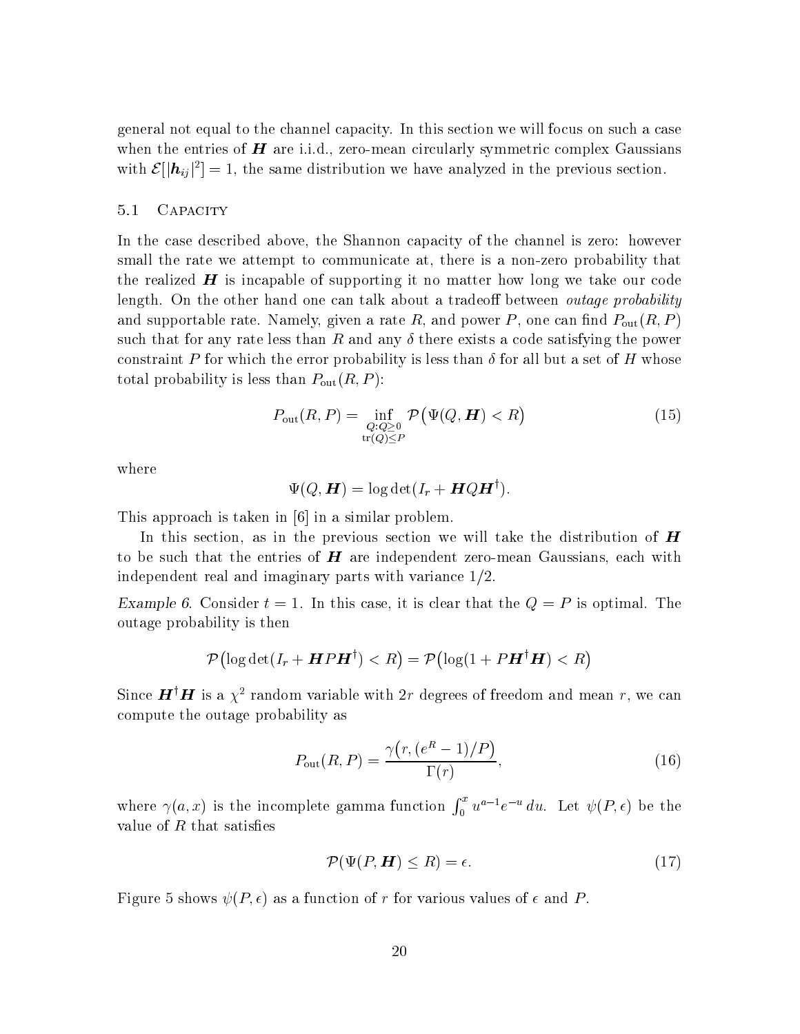general not equal to the channel capacity. In this section we will focus on such a case when the entries of $\boldsymbol{H}$ are i.i.d., zero-mean circularly symmetric complex Gaussians with $\mathcal{E}[|\boldsymbol{h}_{ij}|^2] = 1$, the same distribution we have analyzed in the previous section.

### 5.1 Capacity

In the case described above, the Shannon capacity of the channel is zero: however small the rate we attempt to communicate at, there is a non-zero probability that the realized $\boldsymbol{H}$ is incapable of supporting it no matter how long we take our code length. On the other hand one can talk about a tradeoff between *outage probability* and supportable rate. Namely, given a rate $R$, and power $P$, one can find $P_{\text{out}}(R, P)$ such that for any rate less than $R$ and any $\delta$ there exists a code satisfying the power constraint $P$ for which the error probability is less than $\delta$ for all but a set of $H$ whose total probability is less than $P_{\text{out}}(R, P)$:

$$P_{\text{out}}(R, P) = \inf_{\substack{Q: Q \geq 0 \\ \text{tr}(Q) \leq P}} \mathcal{P}\big(\Psi(Q, \boldsymbol{H}) < R\big) \tag{15}$$

where

$$\Psi(Q, \boldsymbol{H}) = \log \det(I_r + \boldsymbol{H} Q \boldsymbol{H}^\dagger).$$

This approach is taken in [6] in a similar problem.

In this section, as in the previous section we will take the distribution of $\boldsymbol{H}$ to be such that the entries of $\boldsymbol{H}$ are independent zero-mean Gaussians, each with independent real and imaginary parts with variance $1/2$.

*Example 6.* Consider $t = 1$. In this case, it is clear that the $Q = P$ is optimal. The outage probability is then

$$\mathcal{P}\big(\log \det(I_r + \boldsymbol{H} P \boldsymbol{H}^\dagger) < R\big) = \mathcal{P}\big(\log(1 + P \boldsymbol{H}^\dagger \boldsymbol{H}) < R\big)$$

Since $\boldsymbol{H}^\dagger \boldsymbol{H}$ is a $\chi^2$ random variable with $2r$ degrees of freedom and mean $r$, we can compute the outage probability as

$$P_{\text{out}}(R, P) = \frac{\gamma\big(r, (e^R - 1)/P\big)}{\Gamma(r)}, \tag{16}$$

where $\gamma(a, x)$ is the incomplete gamma function $\int_0^x u^{a-1} e^{-u}\, du$. Let $\psi(P, \epsilon)$ be the value of $R$ that satisfies

$$\mathcal{P}(\Psi(P, \boldsymbol{H}) \leq R) = \epsilon. \tag{17}$$

Figure 5 shows $\psi(P, \epsilon)$ as a function of $r$ for various values of $\epsilon$ and $P$.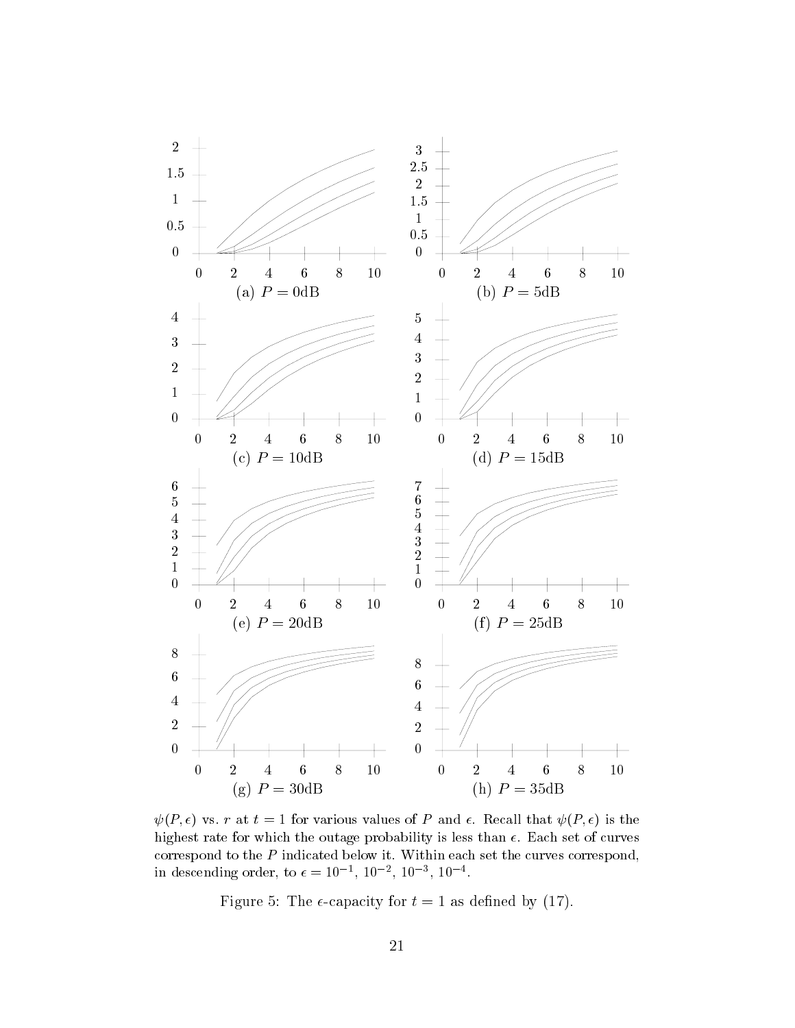(a) $P = 0$dB

(b) $P = 5$dB

(c) $P = 10$dB

(d) $P = 15$dB

(e) $P = 20$dB

(f) $P = 25$dB

(g) $P = 30$dB

(h) $P = 35$dB

$\psi(P, \epsilon)$ vs. $r$ at $t = 1$ for various values of $P$ and $\epsilon$. Recall that $\psi(P, \epsilon)$ is the highest rate for which the outage probability is less than $\epsilon$. Each set of curves correspond to the $P$ indicated below it. Within each set the curves correspond, in descending order, to $\epsilon = 10^{-1}$, $10^{-2}$, $10^{-3}$, $10^{-4}$.

Figure 5: The $\epsilon$-capacity for $t = 1$ as defined by (17).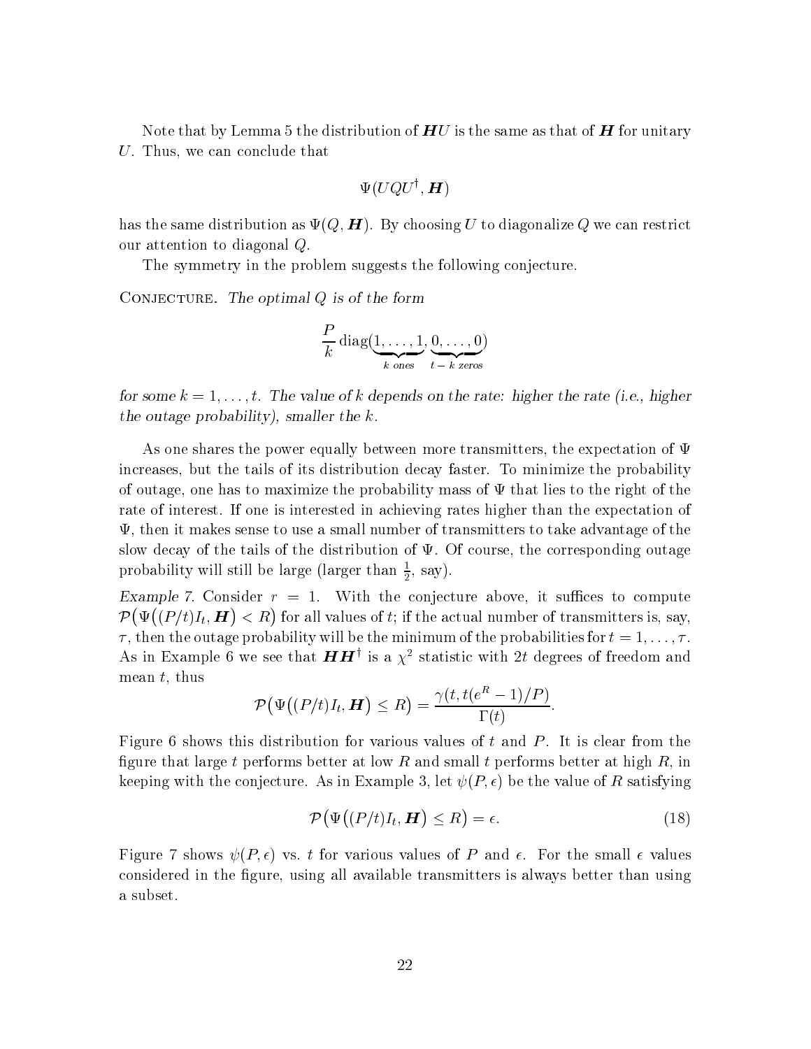Note that by Lemma 5 the distribution of $\boldsymbol{H}U$ is the same as that of $\boldsymbol{H}$ for unitary $U$. Thus, we can conclude that

$$\Psi(UQU^\dagger, \boldsymbol{H})$$

has the same distribution as $\Psi(Q, \boldsymbol{H})$. By choosing $U$ to diagonalize $Q$ we can restrict our attention to diagonal $Q$.

The symmetry in the problem suggests the following conjecture.

Conjecture. *The optimal $Q$ is of the form*

$$\frac{P}{k}\operatorname{diag}(\underbrace{1,\ldots,1}_{k \text{ ones}}, \underbrace{0,\ldots,0}_{t-k \text{ zeros}})$$

*for some $k = 1, \ldots, t$. The value of $k$ depends on the rate: higher the rate (i.e., higher the outage probability), smaller the $k$.*

As one shares the power equally between more transmitters, the expectation of $\Psi$ increases, but the tails of its distribution decay faster. To minimize the probability of outage, one has to maximize the probability mass of $\Psi$ that lies to the right of the rate of interest. If one is interested in achieving rates higher than the expectation of $\Psi$, then it makes sense to use a small number of transmitters to take advantage of the slow decay of the tails of the distribution of $\Psi$. Of course, the corresponding outage probability will still be large (larger than $\frac{1}{2}$, say).

*Example 7.* Consider $r = 1$. With the conjecture above, it suffices to compute $\mathcal{P}\big(\Psi\big((P/t)I_t, \boldsymbol{H}\big) < R\big)$ for all values of $t$; if the actual number of transmitters is, say, $\tau$, then the outage probability will be the minimum of the probabilities for $t = 1, \ldots, \tau$. As in Example 6 we see that $\boldsymbol{H}\boldsymbol{H}^\dagger$ is a $\chi^2$ statistic with $2t$ degrees of freedom and mean $t$, thus

$$\mathcal{P}\big(\Psi\big((P/t)I_t, \boldsymbol{H}\big) \le R\big) = \frac{\gamma(t, t(e^R - 1)/P)}{\Gamma(t)}.$$

Figure 6 shows this distribution for various values of $t$ and $P$. It is clear from the figure that large $t$ performs better at low $R$ and small $t$ performs better at high $R$, in keeping with the conjecture. As in Example 3, let $\psi(P, \epsilon)$ be the value of $R$ satisfying

$$\mathcal{P}\big(\Psi\big((P/t)I_t, \boldsymbol{H}\big) \le R\big) = \epsilon. \tag{18}$$

Figure 7 shows $\psi(P, \epsilon)$ vs. $t$ for various values of $P$ and $\epsilon$. For the small $\epsilon$ values considered in the figure, using all available transmitters is always better than using a subset.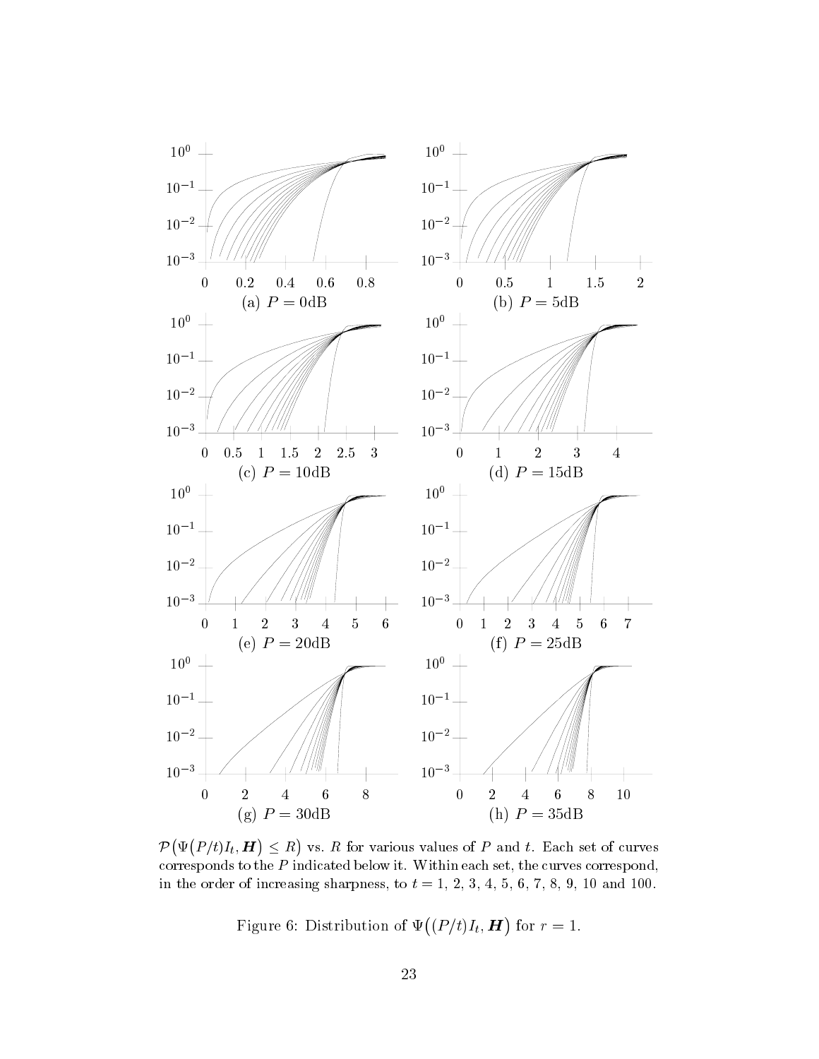(a) $P = 0$dB

(b) $P = 5$dB

(c) $P = 10$dB

(d) $P = 15$dB

(e) $P = 20$dB

(f) $P = 25$dB

(g) $P = 30$dB

(h) $P = 35$dB

$\mathcal{P}\big(\Psi\big(P/t)I_t, \boldsymbol{H}\big) \leq R\big)$ vs. $R$ for various values of $P$ and $t$. Each set of curves corresponds to the $P$ indicated below it. Within each set, the curves correspond, in the order of increasing sharpness, to $t = 1$, 2, 3, 4, 5, 6, 7, 8, 9, 10 and 100.

Figure 6: Distribution of $\Psi\big((P/t)I_t, \boldsymbol{H}\big)$ for $r = 1$.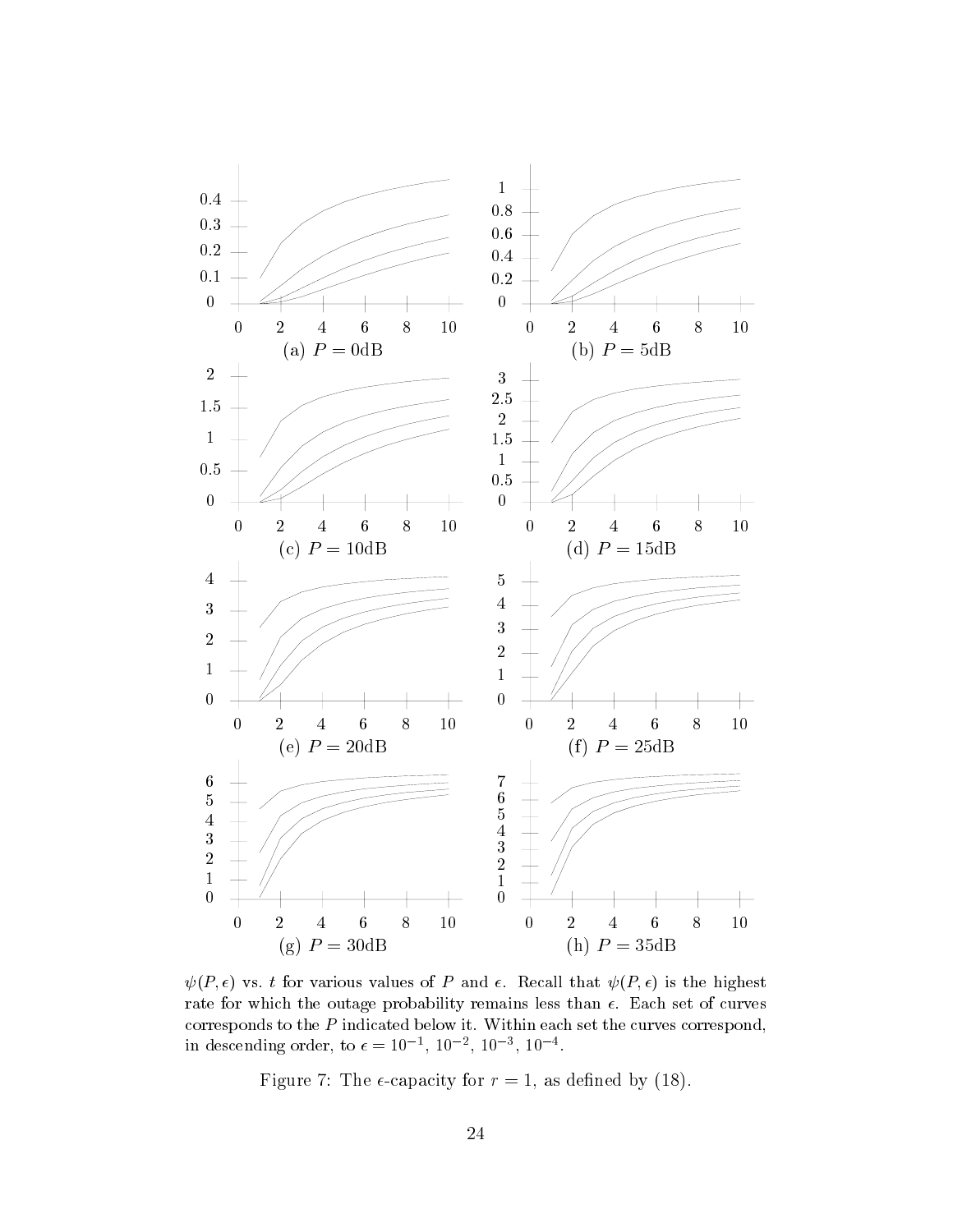(a) $P = 0$dB

(b) $P = 5$dB

(c) $P = 10$dB

(d) $P = 15$dB

(e) $P = 20$dB

(f) $P = 25$dB

(g) $P = 30$dB

(h) $P = 35$dB

$\psi(P, \epsilon)$ vs. $t$ for various values of $P$ and $\epsilon$. Recall that $\psi(P, \epsilon)$ is the highest rate for which the outage probability remains less than $\epsilon$. Each set of curves corresponds to the $P$ indicated below it. Within each set the curves correspond, in descending order, to $\epsilon = 10^{-1}$, $10^{-2}$, $10^{-3}$, $10^{-4}$.

Figure 7: The $\epsilon$-capacity for $r = 1$, as defined by (18).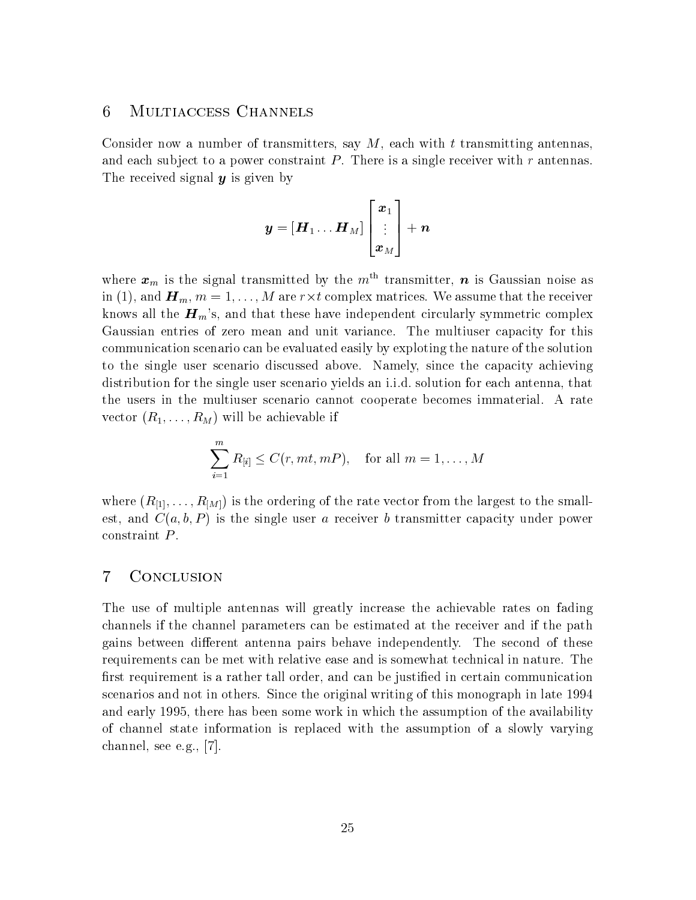## 6 Multiaccess Channels

Consider now a number of transmitters, say $M$, each with $t$ transmitting antennas, and each subject to a power constraint $P$. There is a single receiver with $r$ antennas. The received signal $\boldsymbol{y}$ is given by

$$\boldsymbol{y} = [\boldsymbol{H}_1 \dots \boldsymbol{H}_M] \begin{bmatrix} \boldsymbol{x}_1 \\ \vdots \\ \boldsymbol{x}_M \end{bmatrix} + \boldsymbol{n}$$

where $\boldsymbol{x}_m$ is the signal transmitted by the $m^{\text{th}}$ transmitter, $\boldsymbol{n}$ is Gaussian noise as in (1), and $\boldsymbol{H}_m$, $m = 1, \dots, M$ are $r \times t$ complex matrices. We assume that the receiver knows all the $\boldsymbol{H}_m$'s, and that these have independent circularly symmetric complex Gaussian entries of zero mean and unit variance. The multiuser capacity for this communication scenario can be evaluated easily by exploting the nature of the solution to the single user scenario discussed above. Namely, since the capacity achieving distribution for the single user scenario yields an i.i.d. solution for each antenna, that the users in the multiuser scenario cannot cooperate becomes immaterial. A rate vector $(R_1, \dots, R_M)$ will be achievable if

$$\sum_{i=1}^{m} R_{[i]} \leq C(r, mt, mP), \quad \text{for all } m = 1, \dots, M$$

where $(R_{[1]}, \dots, R_{[M]})$ is the ordering of the rate vector from the largest to the smallest, and $C(a, b, P)$ is the single user $a$ receiver $b$ transmitter capacity under power constraint $P$.

## 7 Conclusion

The use of multiple antennas will greatly increase the achievable rates on fading channels if the channel parameters can be estimated at the receiver and if the path gains between different antenna pairs behave independently. The second of these requirements can be met with relative ease and is somewhat technical in nature. The first requirement is a rather tall order, and can be justified in certain communication scenarios and not in others. Since the original writing of this monograph in late 1994 and early 1995, there has been some work in which the assumption of the availability of channel state information is replaced with the assumption of a slowly varying channel, see e.g., [7].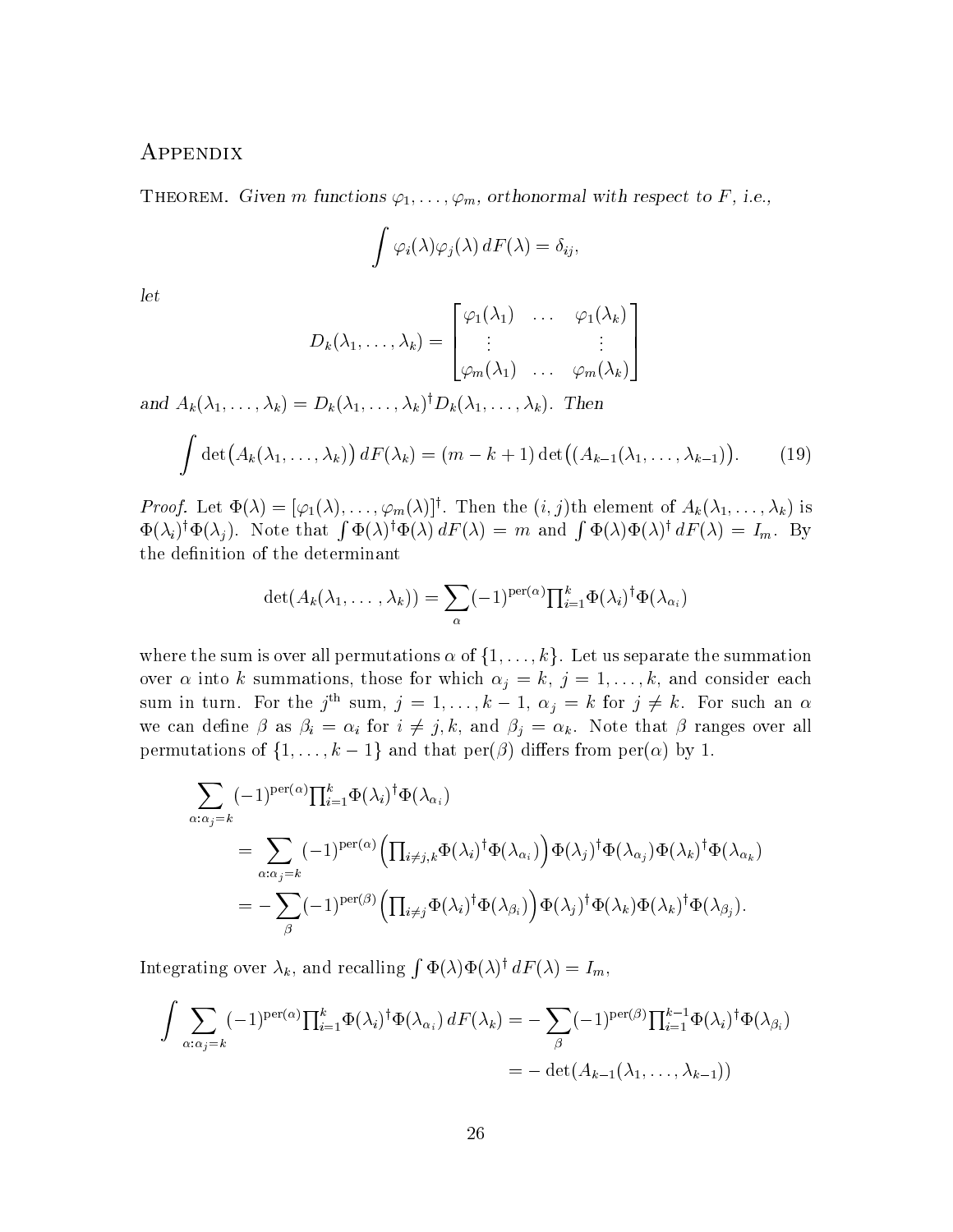## Appendix

**Theorem.** *Given $m$ functions $\varphi_1, \ldots, \varphi_m$, orthonormal with respect to $F$, i.e.,*

$$\int \varphi_i(\lambda)\varphi_j(\lambda)\, dF(\lambda) = \delta_{ij},$$

*let*

$$D_k(\lambda_1, \ldots, \lambda_k) = \begin{bmatrix} \varphi_1(\lambda_1) & \ldots & \varphi_1(\lambda_k) \\ \vdots & & \vdots \\ \varphi_m(\lambda_1) & \ldots & \varphi_m(\lambda_k) \end{bmatrix}$$

*and $A_k(\lambda_1, \ldots, \lambda_k) = D_k(\lambda_1, \ldots, \lambda_k)^\dagger D_k(\lambda_1, \ldots, \lambda_k)$. Then*

$$\int \det\big(A_k(\lambda_1, \ldots, \lambda_k)\big)\, dF(\lambda_k) = (m - k + 1)\det\big((A_{k-1}(\lambda_1, \ldots, \lambda_{k-1})\big). \tag{19}$$

*Proof.* Let $\Phi(\lambda) = [\varphi_1(\lambda), \ldots, \varphi_m(\lambda)]^\dagger$. Then the $(i,j)$th element of $A_k(\lambda_1, \ldots, \lambda_k)$ is $\Phi(\lambda_i)^\dagger \Phi(\lambda_j)$. Note that $\int \Phi(\lambda)^\dagger \Phi(\lambda)\, dF(\lambda) = m$ and $\int \Phi(\lambda)\Phi(\lambda)^\dagger\, dF(\lambda) = I_m$. By the definition of the determinant

$$\det(A_k(\lambda_1, \ldots, \lambda_k)) = \sum_\alpha (-1)^{\mathrm{per}(\alpha)} \textstyle\prod_{i=1}^k \Phi(\lambda_i)^\dagger \Phi(\lambda_{\alpha_i})$$

where the sum is over all permutations $\alpha$ of $\{1, \ldots, k\}$. Let us separate the summation over $\alpha$ into $k$ summations, those for which $\alpha_j = k$, $j = 1, \ldots, k$, and consider each sum in turn. For the $j^{\text{th}}$ sum, $j = 1, \ldots, k-1$, $\alpha_j = k$ for $j \neq k$. For such an $\alpha$ we can define $\beta$ as $\beta_i = \alpha_i$ for $i \neq j, k$, and $\beta_j = \alpha_k$. Note that $\beta$ ranges over all permutations of $\{1, \ldots, k-1\}$ and that $\mathrm{per}(\beta)$ differs from $\mathrm{per}(\alpha)$ by 1.

$$\begin{aligned} \sum_{\alpha:\alpha_j = k} &(-1)^{\mathrm{per}(\alpha)} \textstyle\prod_{i=1}^k \Phi(\lambda_i)^\dagger \Phi(\lambda_{\alpha_i}) \\ &= \sum_{\alpha:\alpha_j = k} (-1)^{\mathrm{per}(\alpha)} \Big(\textstyle\prod_{i \neq j,k} \Phi(\lambda_i)^\dagger \Phi(\lambda_{\alpha_i})\Big) \Phi(\lambda_j)^\dagger \Phi(\lambda_{\alpha_j}) \Phi(\lambda_k)^\dagger \Phi(\lambda_{\alpha_k}) \\ &= -\sum_\beta (-1)^{\mathrm{per}(\beta)} \Big(\textstyle\prod_{i \neq j} \Phi(\lambda_i)^\dagger \Phi(\lambda_{\beta_i})\Big) \Phi(\lambda_j)^\dagger \Phi(\lambda_k) \Phi(\lambda_k)^\dagger \Phi(\lambda_{\beta_j}). \end{aligned}$$

Integrating over $\lambda_k$, and recalling $\int \Phi(\lambda)\Phi(\lambda)^\dagger\, dF(\lambda) = I_m$,

$$\begin{aligned} \int \sum_{\alpha:\alpha_j = k} (-1)^{\mathrm{per}(\alpha)} \textstyle\prod_{i=1}^k \Phi(\lambda_i)^\dagger \Phi(\lambda_{\alpha_i})\, dF(\lambda_k) &= -\sum_\beta (-1)^{\mathrm{per}(\beta)} \textstyle\prod_{i=1}^{k-1} \Phi(\lambda_i)^\dagger \Phi(\lambda_{\beta_i}) \\ &= -\det(A_{k-1}(\lambda_1, \ldots, \lambda_{k-1})) \end{aligned}$$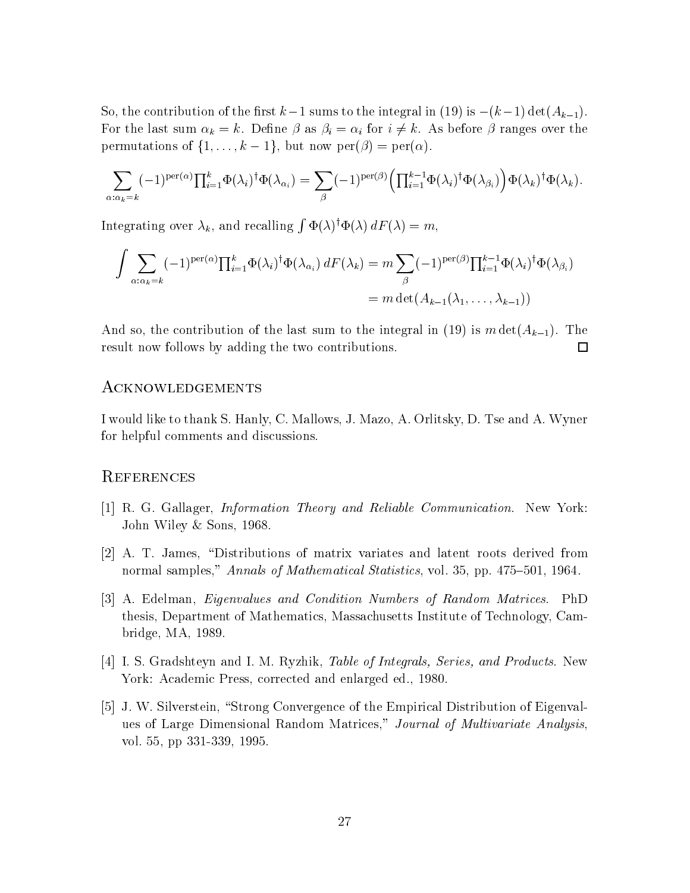So, the contribution of the first $k-1$ sums to the integral in (19) is $-(k-1)\det(A_{k-1})$. For the last sum $\alpha_k = k$. Define $\beta$ as $\beta_i = \alpha_i$ for $i \neq k$. As before $\beta$ ranges over the permutations of $\{1, \ldots, k-1\}$, but now $\text{per}(\beta) = \text{per}(\alpha)$.

$$\sum_{\alpha:\alpha_k=k} (-1)^{\text{per}(\alpha)} \prod_{i=1}^{k} \Phi(\lambda_i)^\dagger \Phi(\lambda_{\alpha_i}) = \sum_{\beta} (-1)^{\text{per}(\beta)} \Big( \prod_{i=1}^{k-1} \Phi(\lambda_i)^\dagger \Phi(\lambda_{\beta_i}) \Big) \Phi(\lambda_k)^\dagger \Phi(\lambda_k).$$

Integrating over $\lambda_k$, and recalling $\int \Phi(\lambda)^\dagger \Phi(\lambda)\, dF(\lambda) = m$,

$$\begin{aligned}
\int \sum_{\alpha:\alpha_k=k} (-1)^{\text{per}(\alpha)} \prod_{i=1}^{k} \Phi(\lambda_i)^\dagger \Phi(\lambda_{\alpha_i})\, dF(\lambda_k) &= m \sum_{\beta} (-1)^{\text{per}(\beta)} \prod_{i=1}^{k-1} \Phi(\lambda_i)^\dagger \Phi(\lambda_{\beta_i}) \\
&= m \det(A_{k-1}(\lambda_1, \ldots, \lambda_{k-1}))
\end{aligned}$$

And so, the contribution of the last sum to the integral in (19) is $m\det(A_{k-1})$. The result now follows by adding the two contributions. □

## Acknowledgements

I would like to thank S. Hanly, C. Mallows, J. Mazo, A. Orlitsky, D. Tse and A. Wyner for helpful comments and discussions.

## References

[1] R. G. Gallager, *Information Theory and Reliable Communication.* New York: John Wiley & Sons, 1968.

[2] A. T. James, "Distributions of matrix variates and latent roots derived from normal samples," *Annals of Mathematical Statistics*, vol. 35, pp. 475–501, 1964.

[3] A. Edelman, *Eigenvalues and Condition Numbers of Random Matrices.* PhD thesis, Department of Mathematics, Massachusetts Institute of Technology, Cambridge, MA, 1989.

[4] I. S. Gradshteyn and I. M. Ryzhik, *Table of Integrals, Series, and Products.* New York: Academic Press, corrected and enlarged ed., 1980.

[5] J. W. Silverstein, "Strong Convergence of the Empirical Distribution of Eigenvalues of Large Dimensional Random Matrices," *Journal of Multivariate Analysis*, vol. 55, pp 331-339, 1995.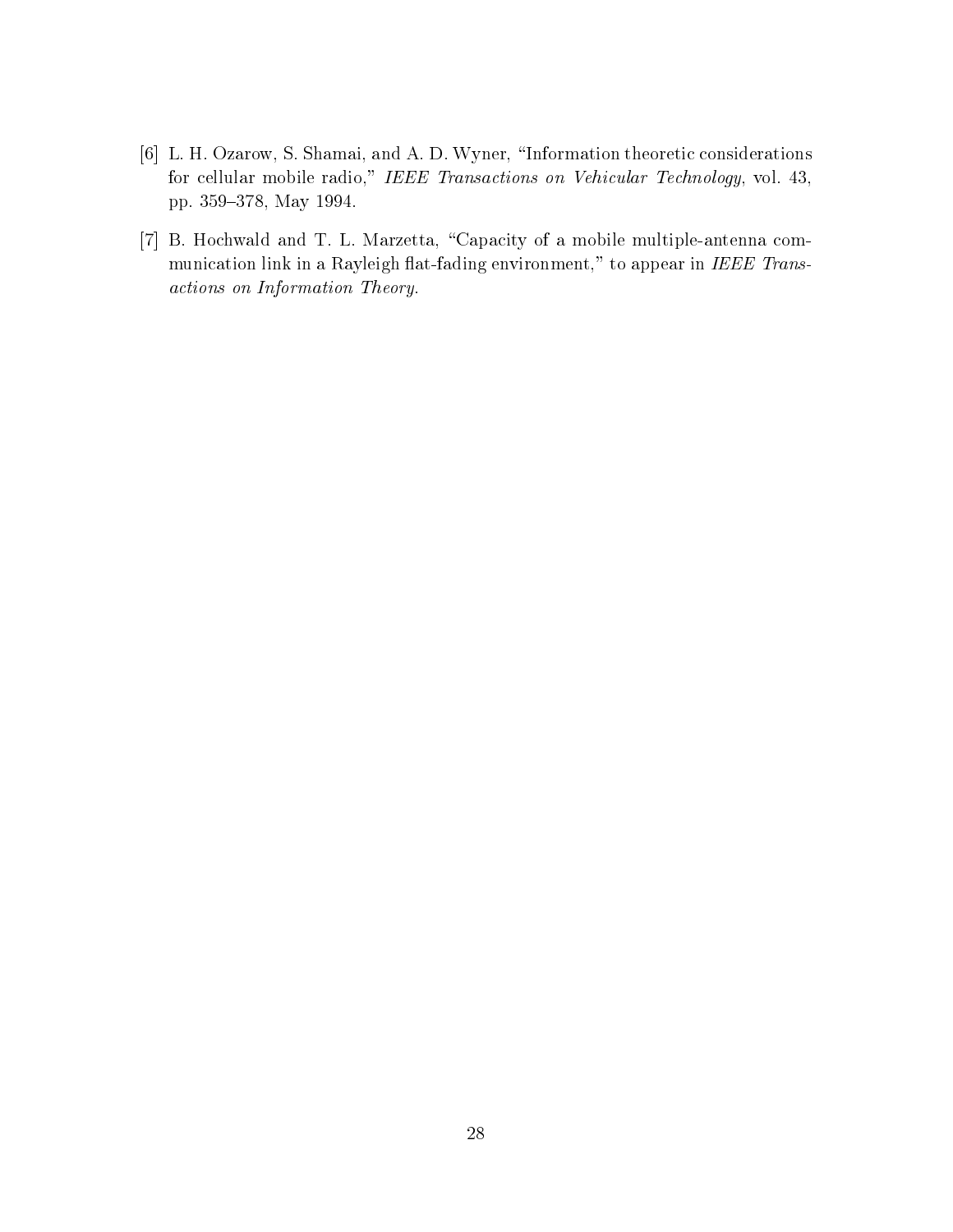[6] L. H. Ozarow, S. Shamai, and A. D. Wyner, "Information theoretic considerations for cellular mobile radio," *IEEE Transactions on Vehicular Technology*, vol. 43, pp. 359–378, May 1994.

[7] B. Hochwald and T. L. Marzetta, "Capacity of a mobile multiple-antenna communication link in a Rayleigh flat-fading environment," to appear in *IEEE Transactions on Information Theory*.